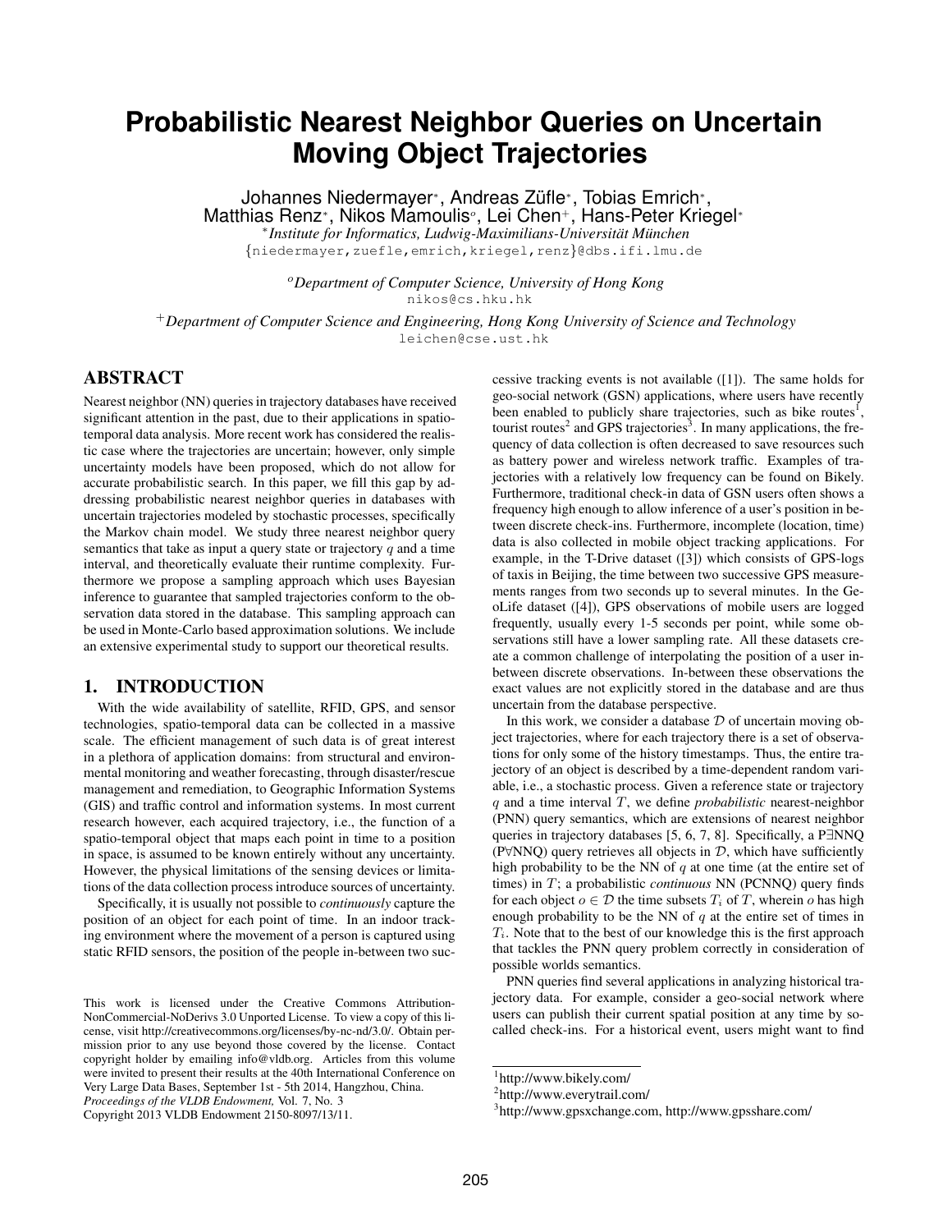# Probabilistic Nearest Neighbor Queries on Uncertain Moving Object Trajectories

Johannes Niedermayer[*], Andreas Züfle[*], Tobias Emrich[*], Matthias Renz[*], Nikos Mamoulis[o], Lei Chen[+], Hans-Peter Kriegel[*]

[*] *Institute for Informatics, Ludwig-Maximilians-Universität München*
{niedermayer,zuefle,emrich,kriegel,renz}@dbs.ifi.lmu.de

[o] *Department of Computer Science, University of Hong Kong*
nikos@cs.hku.hk

[+] *Department of Computer Science and Engineering, Hong Kong University of Science and Technology*
leichen@cse.ust.hk

## ABSTRACT

Nearest neighbor (NN) queries in trajectory databases have received significant attention in the past, due to their applications in spatio-temporal data analysis. More recent work has considered the realistic case where the trajectories are uncertain; however, only simple uncertainty models have been proposed, which do not allow for accurate probabilistic search. In this paper, we fill this gap by addressing probabilistic nearest neighbor queries in databases with uncertain trajectories modeled by stochastic processes, specifically the Markov chain model. We study three nearest neighbor query semantics that take as input a query state or trajectory $q$ and a time interval, and theoretically evaluate their runtime complexity. Furthermore we propose a sampling approach which uses Bayesian inference to guarantee that sampled trajectories conform to the observation data stored in the database. This sampling approach can be used in Monte-Carlo based approximation solutions. We include an extensive experimental study to support our theoretical results.

## 1. INTRODUCTION

With the wide availability of satellite, RFID, GPS, and sensor technologies, spatio-temporal data can be collected in a massive scale. The efficient management of such data is of great interest in a plethora of application domains: from structural and environmental monitoring and weather forecasting, through disaster/rescue management and remediation, to Geographic Information Systems (GIS) and traffic control and information systems. In most current research however, each acquired trajectory, i.e., the function of a spatio-temporal object that maps each point in time to a position in space, is assumed to be known entirely without any uncertainty. However, the physical limitations of the sensing devices or limitations of the data collection process introduce sources of uncertainty.

Specifically, it is usually not possible to *continuously* capture the position of an object for each point of time. In an indoor tracking environment where the movement of a person is captured using static RFID sensors, the position of the people in-between two successive tracking events is not available ([1]). The same holds for geo-social network (GSN) applications, where users have recently been enabled to publicly share trajectories, such as bike routes[1], tourist routes[2] and GPS trajectories[3]. In many applications, the frequency of data collection is often decreased to save resources such as battery power and wireless network traffic. Examples of trajectories with a relatively low frequency can be found on Bikely. Furthermore, traditional check-in data of GSN users often shows a frequency high enough to allow inference of a user's position in between discrete check-ins. Furthermore, incomplete (location, time) data is also collected in mobile object tracking applications. For example, in the T-Drive dataset ([3]) which consists of GPS-logs of taxis in Beijing, the time between two successive GPS measurements ranges from two seconds up to several minutes. In the GeoLife dataset ([4]), GPS observations of mobile users are logged frequently, usually every 1-5 seconds per point, while some observations still have a lower sampling rate. All these datasets create a common challenge of interpolating the position of a user in-between discrete observations. In-between these observations the exact values are not explicitly stored in the database and are thus uncertain from the database perspective.

In this work, we consider a database $\mathcal{D}$ of uncertain moving object trajectories, where for each trajectory there is a set of observations for only some of the history timestamps. Thus, the entire trajectory of an object is described by a time-dependent random variable, i.e., a stochastic process. Given a reference state or trajectory $q$ and a time interval $T$, we define *probabilistic* nearest-neighbor (PNN) query semantics, which are extensions of nearest neighbor queries in trajectory databases [5, 6, 7, 8]. Specifically, a P∃NNQ (P∀NNQ) query retrieves all objects in $\mathcal{D}$, which have sufficiently high probability to be the NN of $q$ at one time (at the entire set of times) in $T$; a probabilistic *continuous* NN (PCNNQ) query finds for each object $o \in \mathcal{D}$ the time subsets $T_i$ of $T$, wherein $o$ has high enough probability to be the NN of $q$ at the entire set of times in $T_i$. Note that to the best of our knowledge this is the first approach that tackles the PNN query problem correctly in consideration of possible worlds semantics.

PNN queries find several applications in analyzing historical trajectory data. For example, consider a geo-social network where users can publish their current spatial position at any time by so-called check-ins. For a historical event, users might want to find

This work is licensed under the Creative Commons Attribution-NonCommercial-NoDerivs 3.0 Unported License. To view a copy of this license, visit http://creativecommons.org/licenses/by-nc-nd/3.0/. Obtain permission prior to any use beyond those covered by the license. Contact copyright holder by emailing info@vldb.org. Articles from this volume were invited to present their results at the 40th International Conference on Very Large Data Bases, September 1st - 5th 2014, Hangzhou, China.
*Proceedings of the VLDB Endowment,* Vol. 7, No. 3
Copyright 2013 VLDB Endowment 2150-8097/13/11.

[1] http://www.bikely.com/
[2] http://www.everytrail.com/
[3] http://www.gpsxchange.com, http://www.gpsshare.com/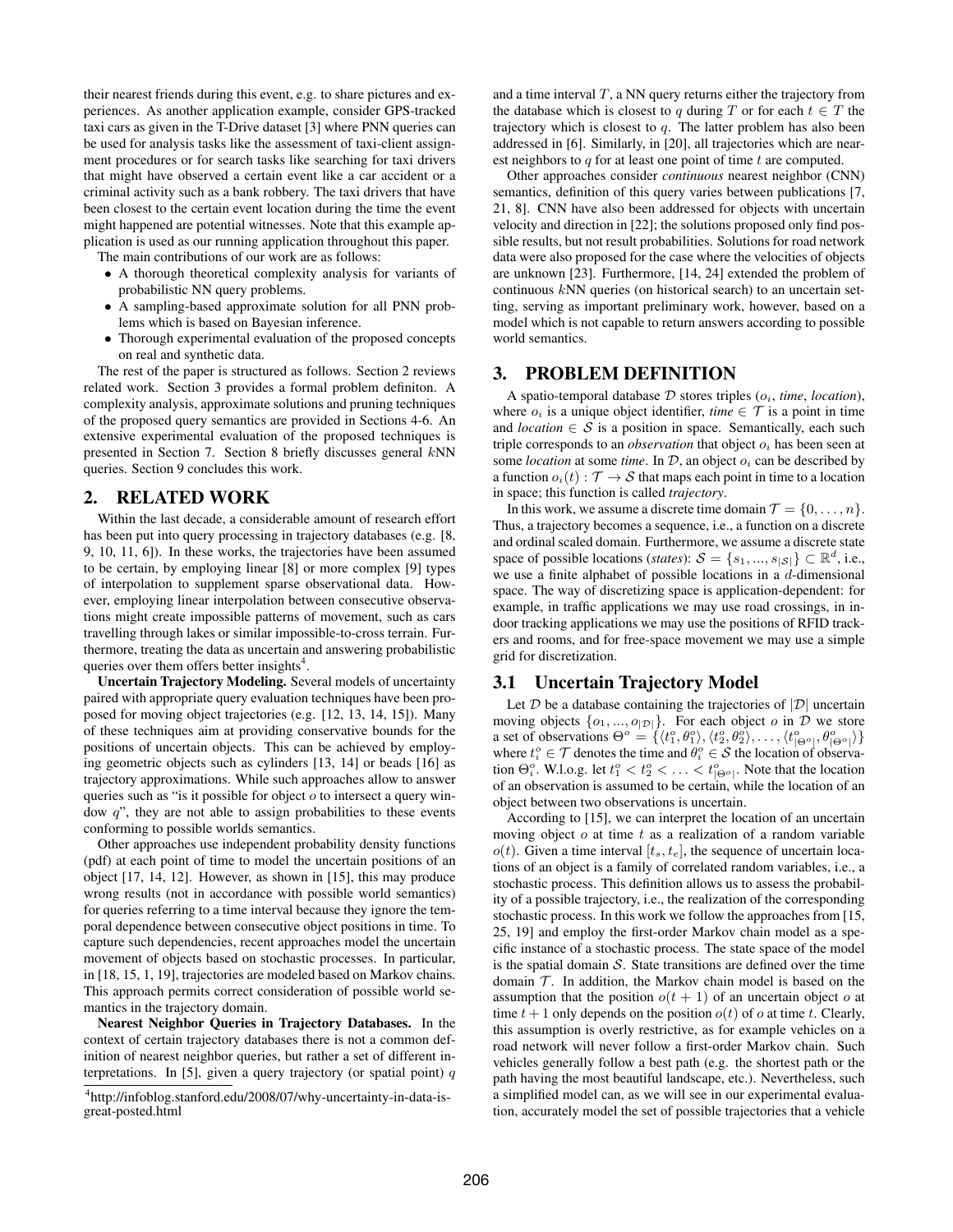their nearest friends during this event, e.g. to share pictures and experiences. As another application example, consider GPS-tracked taxi cars as given in the T-Drive dataset [3] where PNN queries can be used for analysis tasks like the assessment of taxi-client assignment procedures or for search tasks like searching for taxi drivers that might have observed a certain event like a car accident or a criminal activity such as a bank robbery. The taxi drivers that have been closest to the certain event location during the time the event might happened are potential witnesses. Note that this example application is used as our running application throughout this paper.

The main contributions of our work are as follows:

- A thorough theoretical complexity analysis for variants of probabilistic NN query problems.
- A sampling-based approximate solution for all PNN problems which is based on Bayesian inference.
- Thorough experimental evaluation of the proposed concepts on real and synthetic data.

The rest of the paper is structured as follows. Section 2 reviews related work. Section 3 provides a formal problem definiton. A complexity analysis, approximate solutions and pruning techniques of the proposed query semantics are provided in Sections 4-6. An extensive experimental evaluation of the proposed techniques is presented in Section 7. Section 8 briefly discusses general $k$NN queries. Section 9 concludes this work.

## 2. RELATED WORK

Within the last decade, a considerable amount of research effort has been put into query processing in trajectory databases (e.g. [8, 9, 10, 11, 6]). In these works, the trajectories have been assumed to be certain, by employing linear [8] or more complex [9] types of interpolation to supplement sparse observational data. However, employing linear interpolation between consecutive observations might create impossible patterns of movement, such as cars travelling through lakes or similar impossible-to-cross terrain. Furthermore, treating the data as uncertain and answering probabilistic queries over them offers better insights[4].

**Uncertain Trajectory Modeling.** Several models of uncertainty paired with appropriate query evaluation techniques have been proposed for moving object trajectories (e.g. [12, 13, 14, 15]). Many of these techniques aim at providing conservative bounds for the positions of uncertain objects. This can be achieved by employing geometric objects such as cylinders [13, 14] or beads [16] as trajectory approximations. While such approaches allow to answer queries such as "is it possible for object $o$ to intersect a query window $q$", they are not able to assign probabilities to these events conforming to possible worlds semantics.

Other approaches use independent probability density functions (pdf) at each point of time to model the uncertain positions of an object [17, 14, 12]. However, as shown in [15], this may produce wrong results (not in accordance with possible world semantics) for queries referring to a time interval because they ignore the temporal dependence between consecutive object positions in time. To capture such dependencies, recent approaches model the uncertain movement of objects based on stochastic processes. In particular, in [18, 15, 1, 19], trajectories are modeled based on Markov chains. This approach permits correct consideration of possible world semantics in the trajectory domain.

**Nearest Neighbor Queries in Trajectory Databases.** In the context of certain trajectory databases there is not a common definition of nearest neighbor queries, but rather a set of different interpretations. In [5], given a query trajectory (or spatial point) $q$ and a time interval $T$, a NN query returns either the trajectory from the database which is closest to $q$ during $T$ or for each $t \in T$ the trajectory which is closest to $q$. The latter problem has also been addressed in [6]. Similarly, in [20], all trajectories which are nearest neighbors to $q$ for at least one point of time $t$ are computed.

Other approaches consider *continuous* nearest neighbor (CNN) semantics, definition of this query varies between publications [7, 21, 8]. CNN have also been addressed for objects with uncertain velocity and direction in [22]; the solutions proposed only find possible results, but not result probabilities. Solutions for road network data were also proposed for the case where the velocities of objects are unknown [23]. Furthermore, [14, 24] extended the problem of continuous $k$NN queries (on historical search) to an uncertain setting, serving as important preliminary work, however, based on a model which is not capable to return answers according to possible world semantics.

[4] http://infoblog.stanford.edu/2008/07/why-uncertainty-in-data-is-great-posted.html

## 3. PROBLEM DEFINITION

A spatio-temporal database $\mathcal{D}$ stores triples ($o_i$, *time*, *location*), where $o_i$ is a unique object identifier, *time* $\in \mathcal{T}$ is a point in time and *location* $\in \mathcal{S}$ is a position in space. Semantically, each such triple corresponds to an *observation* that object $o_i$ has been seen at some *location* at some *time*. In $\mathcal{D}$, an object $o_i$ can be described by a function $o_i(t) : \mathcal{T} \rightarrow \mathcal{S}$ that maps each point in time to a location in space; this function is called *trajectory*.

In this work, we assume a discrete time domain $\mathcal{T} = \{0, \ldots, n\}$. Thus, a trajectory becomes a sequence, i.e., a function on a discrete and ordinal scaled domain. Furthermore, we assume a discrete state space of possible locations (*states*): $\mathcal{S} = \{s_1, ..., s_{|\mathcal{S}|}\} \subset \mathbb{R}^d$, i.e., we use a finite alphabet of possible locations in a $d$-dimensional space. The way of discretizing space is application-dependent: for example, in traffic applications we may use road crossings, in indoor tracking applications we may use the positions of RFID trackers and rooms, and for free-space movement we may use a simple grid for discretization.

### 3.1 Uncertain Trajectory Model

Let $\mathcal{D}$ be a database containing the trajectories of $|\mathcal{D}|$ uncertain moving objects $\{o_1, ..., o_{|\mathcal{D}|}\}$. For each object $o$ in $\mathcal{D}$ we store a set of observations $\Theta^o = \{\langle t_1^o, \theta_1^o \rangle, \langle t_2^o, \theta_2^o \rangle, \ldots, \langle t_{|\Theta^o|}^o, \theta_{|\Theta^o|}^o \rangle\}$ where $t_i^o \in \mathcal{T}$ denotes the time and $\theta_i^o \in \mathcal{S}$ the location of observation $\Theta_i^o$. W.l.o.g. let $t_1^o < t_2^o < \ldots < t_{|\Theta^o|}^o$. Note that the location of an observation is assumed to be certain, while the location of an object between two observations is uncertain.

According to [15], we can interpret the location of an uncertain moving object $o$ at time $t$ as a realization of a random variable $o(t)$. Given a time interval $[t_s, t_e]$, the sequence of uncertain locations of an object is a family of correlated random variables, i.e., a stochastic process. This definition allows us to assess the probability of a possible trajectory, i.e., the realization of the corresponding stochastic process. In this work we follow the approaches from [15, 25, 19] and employ the first-order Markov chain model as a specific instance of a stochastic process. The state space of the model is the spatial domain $\mathcal{S}$. State transitions are defined over the time domain $\mathcal{T}$. In addition, the Markov chain model is based on the assumption that the position $o(t+1)$ of an uncertain object $o$ at time $t+1$ only depends on the position $o(t)$ of $o$ at time $t$. Clearly, this assumption is overly restrictive, as for example vehicles on a road network will never follow a first-order Markov chain. Such vehicles generally follow a best path (e.g. the shortest path or the path having the most beautiful landscape, etc.). Nevertheless, such a simplified model can, as we will see in our experimental evaluation, accurately model the set of possible trajectories that a vehicle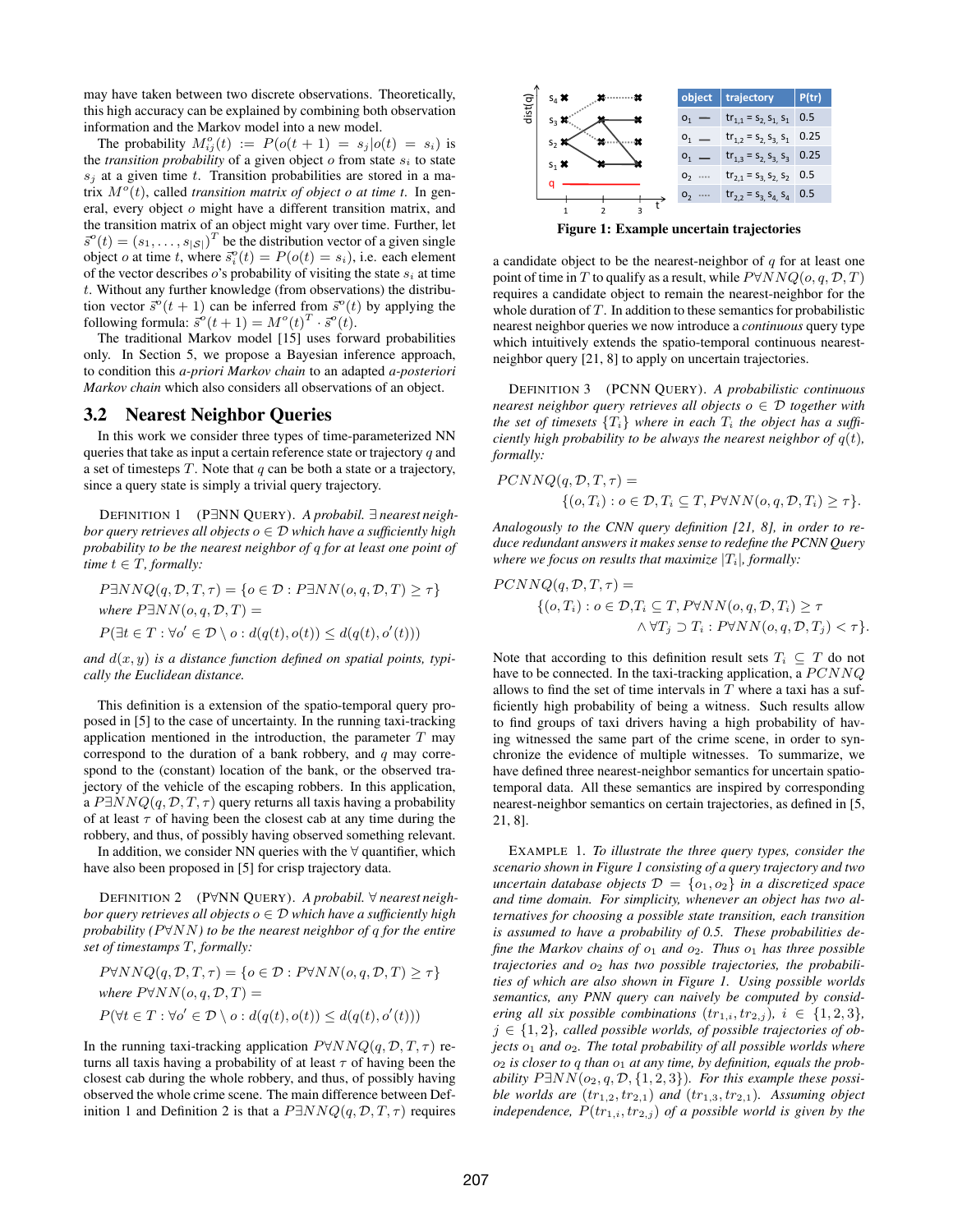may have taken between two discrete observations. Theoretically, this high accuracy can be explained by combining both observation information and the Markov model into a new model.

The probability $M^o_{ij}(t) := P(o(t+1) = s_j | o(t) = s_i)$ is the *transition probability* of a given object $o$ from state $s_i$ to state $s_j$ at a given time $t$. Transition probabilities are stored in a matrix $M^o(t)$, called *transition matrix of object o at time t*. In general, every object $o$ might have a different transition matrix, and the transition matrix of an object might vary over time. Further, let $\vec{s}^o(t) = (s_1, \ldots, s_{|\mathcal{S}|})^T$ be the distribution vector of a given single object $o$ at time $t$, where $\vec{s}^o_i(t) = P(o(t) = s_i)$, i.e. each element of the vector describes $o$'s probability of visiting the state $s_i$ at time $t$. Without any further knowledge (from observations) the distribution vector $\vec{s}^o(t+1)$ can be inferred from $\vec{s}^o(t)$ by applying the following formula: $\vec{s}^o(t+1) = M^o(t)^T \cdot \vec{s}^o(t)$.

The traditional Markov model [15] uses forward probabilities only. In Section 5, we propose a Bayesian inference approach, to condition this *a-priori Markov chain* to an adapted *a-posteriori Markov chain* which also considers all observations of an object.

## 3.2 Nearest Neighbor Queries

In this work we consider three types of time-parameterized NN queries that take as input a certain reference state or trajectory $q$ and a set of timesteps $T$. Note that $q$ can be both a state or a trajectory, since a query state is simply a trivial query trajectory.

Definition 1 (P∃NN Query). *A probabil. ∃ nearest neighbor query retrieves all objects $o \in \mathcal{D}$ which have a sufficiently high probability to be the nearest neighbor of $q$ for at least one point of time $t \in T$, formally:*

$$P\exists NNQ(q, \mathcal{D}, T, \tau) = \{o \in \mathcal{D} : P\exists NN(o, q, \mathcal{D}, T) \geq \tau\}$$

*where* $P\exists NN(o, q, \mathcal{D}, T) =$

$$P(\exists t \in T : \forall o' \in \mathcal{D} \setminus o : d(q(t), o(t)) \leq d(q(t), o'(t)))$$

*and $d(x, y)$ is a distance function defined on spatial points, typically the Euclidean distance.*

This definition is a extension of the spatio-temporal query proposed in [5] to the case of uncertainty. In the running taxi-tracking application mentioned in the introduction, the parameter $T$ may correspond to the duration of a bank robbery, and $q$ may correspond to the (constant) location of the bank, or the observed trajectory of the vehicle of the escaping robbers. In this application, a $P\exists NNQ(q, \mathcal{D}, T, \tau)$ query returns all taxis having a probability of at least $\tau$ of having been the closest cab at any time during the robbery, and thus, of possibly having observed something relevant.

In addition, we consider NN queries with the ∀ quantifier, which have also been proposed in [5] for crisp trajectory data.

Definition 2 (P∀NN Query). *A probabil. ∀ nearest neighbor query retrieves all objects $o \in \mathcal{D}$ which have a sufficiently high probability ($P\forall NN$) to be the nearest neighbor of $q$ for the entire set of timestamps $T$, formally:*

$$P\forall NNQ(q, \mathcal{D}, T, \tau) = \{o \in \mathcal{D} : P\forall NN(o, q, \mathcal{D}, T) \geq \tau\}$$

*where* $P\forall NN(o, q, \mathcal{D}, T) =$

$$P(\forall t \in T : \forall o' \in \mathcal{D} \setminus o : d(q(t), o(t)) \leq d(q(t), o'(t)))$$

In the running taxi-tracking application $P\forall NNQ(q, \mathcal{D}, T, \tau)$ returns all taxis having a probability of at least $\tau$ of having been the closest cab during the whole robbery, and thus, of possibly having observed the whole crime scene. The main difference between Definition 1 and Definition 2 is that a $P\exists NNQ(q, \mathcal{D}, T, \tau)$ requires a candidate object to be the nearest-neighbor of $q$ for at least one point of time in $T$ to qualify as a result, while $P\forall NNQ(o, q, \mathcal{D}, T)$ requires a candidate object to remain the nearest-neighbor for the whole duration of $T$. In addition to these semantics for probabilistic nearest neighbor queries we now introduce a *continuous* query type which intuitively extends the spatio-temporal continuous nearest-neighbor query [21, 8] to apply on uncertain trajectories.

| object | trajectory | P(tr) |
|---|---|---|
| $o_1$ — | $tr_{1,1} = s_2, s_1, s_1$ | 0.5 |
| $o_1$ — | $tr_{1,2} = s_2, s_3, s_1$ | 0.25 |
| $o_1$ — | $tr_{1,3} = s_2, s_3, s_3$ | 0.25 |
| $o_2$ ···· | $tr_{2,1} = s_3, s_2, s_2$ | 0.5 |
| $o_2$ ···· | $tr_{2,2} = s_3, s_4, s_4$ | 0.5 |

**Figure 1: Example uncertain trajectories**

Definition 3 (PCNN Query). *A probabilistic continuous nearest neighbor query retrieves all objects $o \in \mathcal{D}$ together with the set of timesets $\{T_i\}$ where in each $T_i$ the object has a sufficiently high probability to be always the nearest neighbor of $q(t)$, formally:*

$$PCNNQ(q, \mathcal{D}, T, \tau) = \{(o, T_i) : o \in \mathcal{D}, T_i \subseteq T, P\forall NN(o, q, \mathcal{D}, T_i) \geq \tau\}.$$

*Analogously to the CNN query definition [21, 8], in order to reduce redundant answers it makes sense to redefine the PCNN Query where we focus on results that maximize $|T_i|$, formally:*

$$PCNNQ(q, \mathcal{D}, T, \tau) = \{(o, T_i) : o \in \mathcal{D}, T_i \subseteq T, P\forall NN(o, q, \mathcal{D}, T_i) \geq \tau \wedge \forall T_j \supset T_i : P\forall NN(o, q, \mathcal{D}, T_j) < \tau\}.$$

Note that according to this definition result sets $T_i \subseteq T$ do not have to be connected. In the taxi-tracking application, a $PCNNQ$ allows to find the set of time intervals in $T$ where a taxi has a sufficiently high probability of being a witness. Such results allow to find groups of taxi drivers having a high probability of having witnessed the same part of the crime scene, in order to synchronize the evidence of multiple witnesses. To summarize, we have defined three nearest-neighbor semantics for uncertain spatio-temporal data. All these semantics are inspired by corresponding nearest-neighbor semantics on certain trajectories, as defined in [5, 21, 8].

Example 1. *To illustrate the three query types, consider the scenario shown in Figure 1 consisting of a query trajectory and two uncertain database objects $\mathcal{D} = \{o_1, o_2\}$ in a discretized space and time domain. For simplicity, whenever an object has two alternatives for choosing a possible state transition, each transition is assumed to have a probability of 0.5. These probabilities define the Markov chains of $o_1$ and $o_2$. Thus $o_1$ has three possible trajectories and $o_2$ has two possible trajectories, the probabilities of which are also shown in Figure 1. Using possible worlds semantics, any PNN query can naively be computed by considering all six possible combinations $(tr_{1,i}, tr_{2,j})$, $i \in \{1, 2, 3\}$, $j \in \{1, 2\}$, called possible worlds, of possible trajectories of objects $o_1$ and $o_2$. The total probability of all possible worlds where $o_2$ is closer to $q$ than $o_1$ at any time, by definition, equals the probability $P\exists NN(o_2, q, \mathcal{D}, \{1, 2, 3\})$. For this example these possible worlds are $(tr_{1,2}, tr_{2,1})$ and $(tr_{1,3}, tr_{2,1})$. Assuming object independence, $P(tr_{1,i}, tr_{2,j})$ of a possible world is given by the*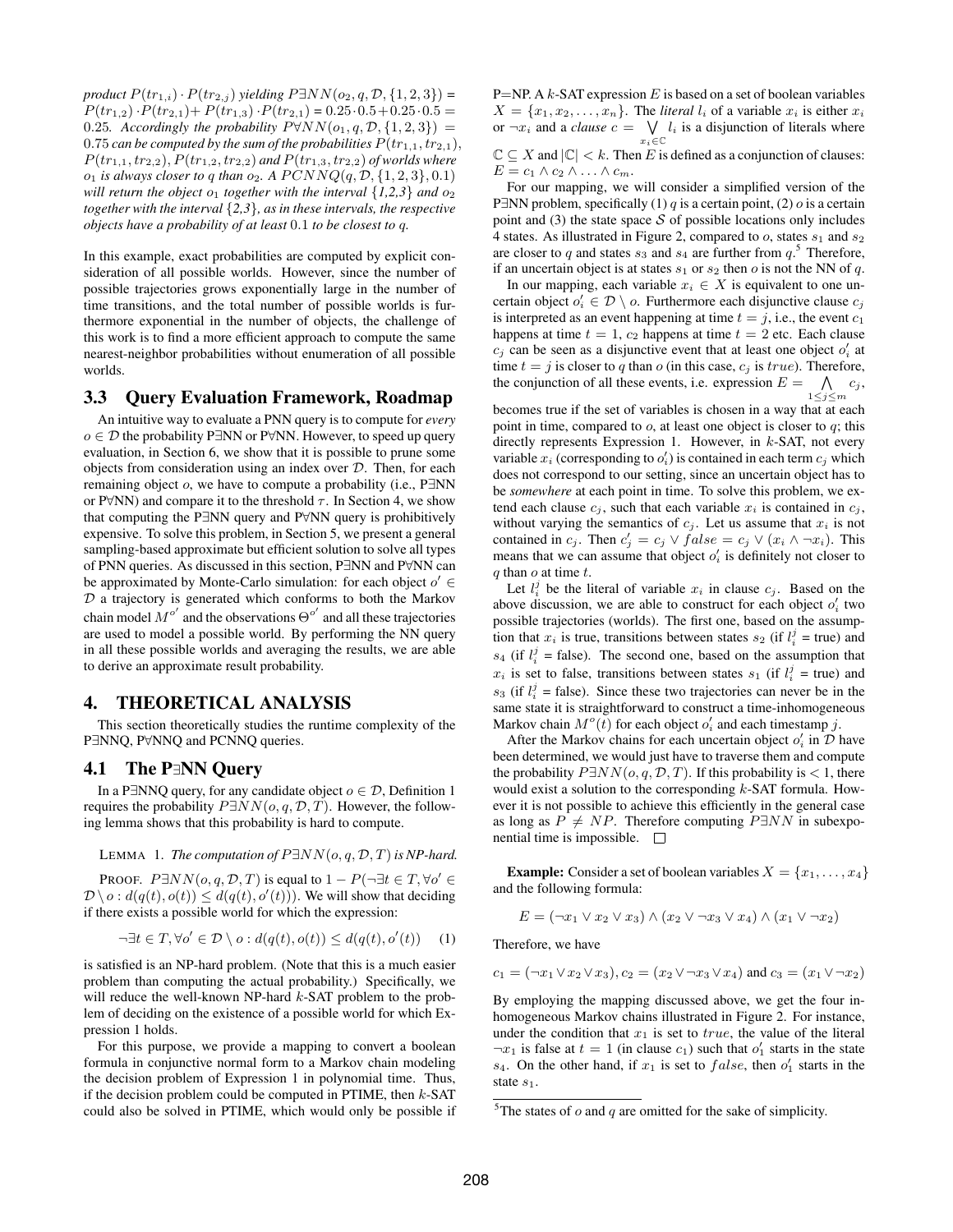*product $P(tr_{1,i}) \cdot P(tr_{2,j})$ yielding $P\exists NN(o_2, q, \mathcal{D}, \{1,2,3\})$ = $P(tr_{1,2}) \cdot P(tr_{2,1})$+ $P(tr_{1,3}) \cdot P(tr_{2,1})$ = $0.25 \cdot 0.5 + 0.25 \cdot 0.5 = 0.25$. Accordingly the probability $P\forall NN(o_1, q, \mathcal{D}, \{1,2,3\}) = 0.75$ can be computed by the sum of the probabilities $P(tr_{1,1}, tr_{2,1})$, $P(tr_{1,1}, tr_{2,2})$, $P(tr_{1,2}, tr_{2,2})$ and $P(tr_{1,3}, tr_{2,2})$ of worlds where $o_1$ is always closer to $q$ than $o_2$. A $PCNNQ(q, \mathcal{D}, \{1,2,3\}, 0.1)$ will return the object $o_1$ together with the interval {1,2,3} and $o_2$ together with the interval {2,3}, as in these intervals, the respective objects have a probability of at least 0.1 to be closest to $q$.*

In this example, exact probabilities are computed by explicit consideration of all possible worlds. However, since the number of possible trajectories grows exponentially large in the number of time transitions, and the total number of possible worlds is furthermore exponential in the number of objects, the challenge of this work is to find a more efficient approach to compute the same nearest-neighbor probabilities without enumeration of all possible worlds.

### 3.3 Query Evaluation Framework, Roadmap

An intuitive way to evaluate a PNN query is to compute for *every* $o \in \mathcal{D}$ the probability P∃NN or P∀NN. However, to speed up query evaluation, in Section 6, we show that it is possible to prune some objects from consideration using an index over $\mathcal{D}$. Then, for each remaining object $o$, we have to compute a probability (i.e., P∃NN or P∀NN) and compare it to the threshold $\tau$. In Section 4, we show that computing the P∃NN query and P∀NN query is prohibitively expensive. To solve this problem, in Section 5, we present a general sampling-based approximate but efficient solution to solve all types of PNN queries. As discussed in this section, P∃NN and P∀NN can be approximated by Monte-Carlo simulation: for each object $o' \in \mathcal{D}$ a trajectory is generated which conforms to both the Markov chain model $M^{o'}$ and the observations $\Theta^{o'}$ and all these trajectories are used to model a possible world. By performing the NN query in all these possible worlds and averaging the results, we are able to derive an approximate result probability.

## 4. THEORETICAL ANALYSIS

This section theoretically studies the runtime complexity of the P∃NNQ, P∀NNQ and PCNNQ queries.

### 4.1 The P∃NN Query

In a P∃NNQ query, for any candidate object $o \in \mathcal{D}$, Definition 1 requires the probability $P\exists NN(o, q, \mathcal{D}, T)$. However, the following lemma shows that this probability is hard to compute.

LEMMA 1. *The computation of $P\exists NN(o, q, \mathcal{D}, T)$ is NP-hard.*

PROOF. $P\exists NN(o, q, \mathcal{D}, T)$ is equal to $1 - P(\neg\exists t \in T, \forall o' \in \mathcal{D} \setminus o : d(q(t), o(t)) \leq d(q(t), o'(t)))$. We will show that deciding if there exists a possible world for which the expression:

$$\neg\exists t \in T, \forall o' \in \mathcal{D} \setminus o : d(q(t), o(t)) \leq d(q(t), o'(t)) \quad (1)$$

is satisfied is an NP-hard problem. (Note that this is a much easier problem than computing the actual probability.) Specifically, we will reduce the well-known NP-hard $k$-SAT problem to the problem of deciding on the existence of a possible world for which Expression 1 holds.

For this purpose, we provide a mapping to convert a boolean formula in conjunctive normal form to a Markov chain modeling the decision problem of Expression 1 in polynomial time. Thus, if the decision problem could be computed in PTIME, then $k$-SAT could also be solved in PTIME, which would only be possible if P=NP. A $k$-SAT expression $E$ is based on a set of boolean variables $X = \{x_1, x_2, \ldots, x_n\}$. The *literal* $l_i$ of a variable $x_i$ is either $x_i$ or $\neg x_i$ and a *clause* $c = \bigvee_{x_i \in \mathbb{C}} l_i$ is a disjunction of literals where $\mathbb{C} \subseteq X$ and $|\mathbb{C}| < k$. Then $E$ is defined as a conjunction of clauses: $E = c_1 \wedge c_2 \wedge \ldots \wedge c_m$.

For our mapping, we will consider a simplified version of the P∃NN problem, specifically (1) $q$ is a certain point, (2) $o$ is a certain point and (3) the state space $\mathcal{S}$ of possible locations only includes 4 states. As illustrated in Figure 2, compared to $o$, states $s_1$ and $s_2$ are closer to $q$ and states $s_3$ and $s_4$ are further from $q$.[5] Therefore, if an uncertain object is at states $s_1$ or $s_2$ then $o$ is not the NN of $q$.

In our mapping, each variable $x_i \in X$ is equivalent to one uncertain object $o'_i \in \mathcal{D} \setminus o$. Furthermore each disjunctive clause $c_j$ is interpreted as an event happening at time $t = j$, i.e., the event $c_1$ happens at time $t = 1$, $c_2$ happens at time $t = 2$ etc. Each clause $c_j$ can be seen as a disjunctive event that at least one object $o'_i$ at time $t = j$ is closer to $q$ than $o$ (in this case, $c_j$ is $true$). Therefore, the conjunction of all these events, i.e. expression $E = \bigwedge_{1 \leq j \leq m} c_j$, becomes true if the set of variables is chosen in a way that at each point in time, compared to $o$, at least one object is closer to $q$; this directly represents Expression 1. However, in $k$-SAT, not every variable $x_i$ (corresponding to $o'_i$) is contained in each term $c_j$ which does not correspond to our setting, since an uncertain object has to be *somewhere* at each point in time. To solve this problem, we extend each clause $c_j$, such that each variable $x_i$ is contained in $c_j$, without varying the semantics of $c_j$. Let us assume that $x_i$ is not contained in $c_j$. Then $c'_j = c_j \vee false = c_j \vee (x_i \wedge \neg x_i)$. This means that we can assume that object $o'_i$ is definitely not closer to $q$ than $o$ at time $t$.

Let $l_i^j$ be the literal of variable $x_i$ in clause $c_j$. Based on the above discussion, we are able to construct for each object $o'_i$ two possible trajectories (worlds). The first one, based on the assumption that $x_i$ is true, transitions between states $s_2$ (if $l_i^j$ = true) and $s_4$ (if $l_i^j$ = false). The second one, based on the assumption that $x_i$ is set to false, transitions between states $s_1$ (if $l_i^j$ = true) and $s_3$ (if $l_i^j$ = false). Since these two trajectories can never be in the same state it is straightforward to construct a time-inhomogeneous Markov chain $M^o(t)$ for each object $o'_i$ and each timestamp $j$.

After the Markov chains for each uncertain object $o'_i$ in $\mathcal{D}$ have been determined, we would just have to traverse them and compute the probability $P\exists NN(o, q, \mathcal{D}, T)$. If this probability is $< 1$, there would exist a solution to the corresponding $k$-SAT formula. However it is not possible to achieve this efficiently in the general case as long as $P \neq NP$. Therefore computing $P\exists NN$ in subexponential time is impossible. □

**Example:** Consider a set of boolean variables $X = \{x_1, \ldots, x_4\}$ and the following formula:

$$E = (\neg x_1 \vee x_2 \vee x_3) \wedge (x_2 \vee \neg x_3 \vee x_4) \wedge (x_1 \vee \neg x_2)$$

Therefore, we have

$$c_1 = (\neg x_1 \vee x_2 \vee x_3), c_2 = (x_2 \vee \neg x_3 \vee x_4) \text{ and } c_3 = (x_1 \vee \neg x_2)$$

By employing the mapping discussed above, we get the four inhomogeneous Markov chains illustrated in Figure 2. For instance, under the condition that $x_1$ is set to $true$, the value of the literal $\neg x_1$ is false at $t = 1$ (in clause $c_1$) such that $o'_1$ starts in the state $s_4$. On the other hand, if $x_1$ is set to $false$, then $o'_1$ starts in the state $s_1$.

[5] The states of $o$ and $q$ are omitted for the sake of simplicity.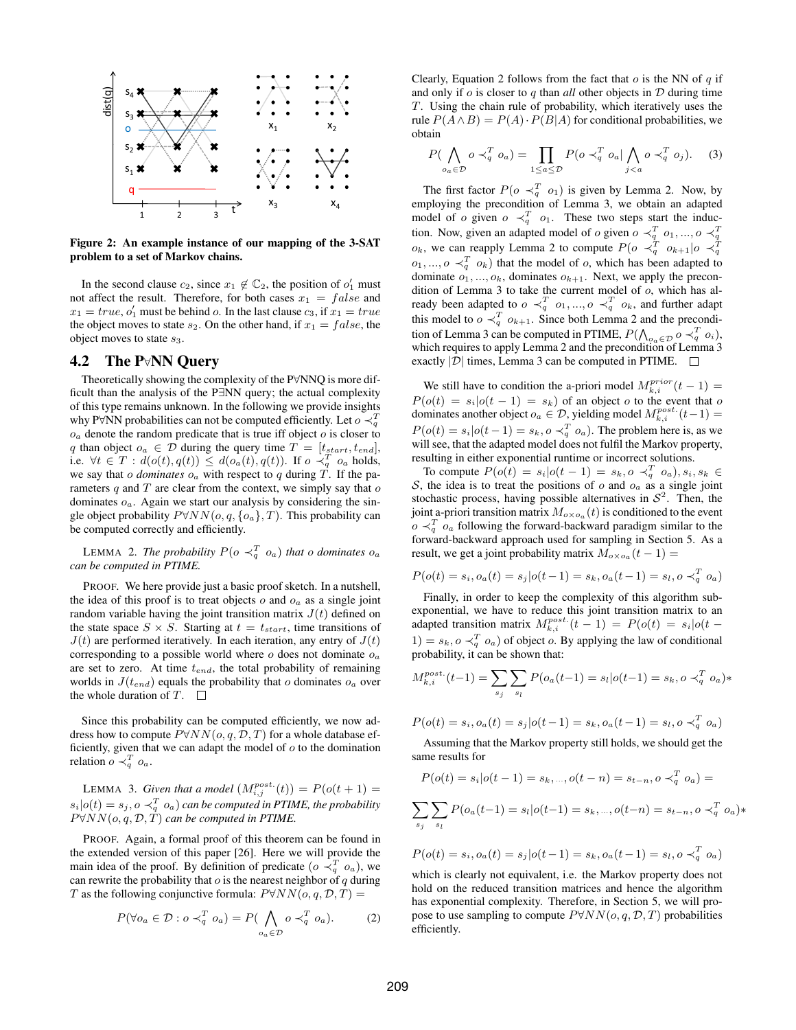Figure 2: An example instance of our mapping of the 3-SAT problem to a set of Markov chains.

In the second clause $c_2$, since $x_1 \notin \mathbb{C}_2$, the position of $o'_1$ must not affect the result. Therefore, for both cases $x_1 = false$ and $x_1 = true$, $o'_1$ must be behind $o$. In the last clause $c_3$, if $x_1 = true$ the object moves to state $s_2$. On the other hand, if $x_1 = false$, the object moves to state $s_3$.

## 4.2 The P∀NN Query

Theoretically showing the complexity of the P∀NNQ is more difficult than the analysis of the P∃NN query; the actual complexity of this type remains unknown. In the following we provide insights why P∀NN probabilities can not be computed efficiently. Let $o \prec_q^T o_a$ denote the random predicate that is true iff object $o$ is closer to $q$ than object $o_a \in \mathcal{D}$ during the query time $T = [t_{start}, t_{end}]$, i.e. $\forall t \in T : d(o(t), q(t)) \leq d(o_a(t), q(t))$. If $o \prec_q^T o_a$ holds, we say that $o$ *dominates* $o_a$ with respect to $q$ during $T$. If the parameters $q$ and $T$ are clear from the context, we simply say that $o$ dominates $o_a$. Again we start our analysis by considering the single object probability $P\forall NN(o, q, \{o_a\}, T)$. This probability can be computed correctly and efficiently.

LEMMA 2. *The probability $P(o \prec_q^T o_a)$ that $o$ dominates $o_a$ can be computed in PTIME.*

PROOF. We here provide just a basic proof sketch. In a nutshell, the idea of this proof is to treat objects $o$ and $o_a$ as a single joint random variable having the joint transition matrix $J(t)$ defined on the state space $S \times S$. Starting at $t = t_{start}$, time transitions of $J(t)$ are performed iteratively. In each iteration, any entry of $J(t)$ corresponding to a possible world where $o$ does not dominate $o_a$ are set to zero. At time $t_{end}$, the total probability of remaining worlds in $J(t_{end})$ equals the probability that $o$ dominates $o_a$ over the whole duration of $T$. □

Since this probability can be computed efficiently, we now address how to compute $P\forall NN(o, q, \mathcal{D}, T)$ for a whole database efficiently, given that we can adapt the model of $o$ to the domination relation $o \prec_q^T o_a$.

LEMMA 3. *Given that a model $(M_{i,j}^{post.}(t)) = P(o(t+1) = s_i | o(t) = s_j, o \prec_q^T o_a)$ can be computed in PTIME, the probability $P\forall NN(o, q, \mathcal{D}, T)$ can be computed in PTIME.*

PROOF. Again, a formal proof of this theorem can be found in the extended version of this paper [26]. Here we will provide the main idea of the proof. By definition of predicate $(o \prec_q^T o_a)$, we can rewrite the probability that $o$ is the nearest neighbor of $q$ during $T$ as the following conjunctive formula: $P\forall NN(o, q, \mathcal{D}, T) =$

$$P(\forall o_a \in \mathcal{D} : o \prec_q^T o_a) = P(\bigwedge_{o_a \in \mathcal{D}} o \prec_q^T o_a). \qquad (2)$$

Clearly, Equation 2 follows from the fact that $o$ is the NN of $q$ if and only if $o$ is closer to $q$ than *all* other objects in $\mathcal{D}$ during time $T$. Using the chain rule of probability, which iteratively uses the rule $P(A \wedge B) = P(A) \cdot P(B|A)$ for conditional probabilities, we obtain

$$P(\bigwedge_{o_a \in \mathcal{D}} o \prec_q^T o_a) = \prod_{1 \leq a \leq \mathcal{D}} P(o \prec_q^T o_a | \bigwedge_{j < a} o \prec_q^T o_j). \qquad (3)$$

The first factor $P(o \prec_q^T o_1)$ is given by Lemma 2. Now, by employing the precondition of Lemma 3, we obtain an adapted model of $o$ given $o \prec_q^T o_1$. These two steps start the induction. Now, given an adapted model of $o$ given $o \prec_q^T o_1, ..., o \prec_q^T o_k$, we can reapply Lemma 2 to compute $P(o \prec_q^T o_{k+1} | o \prec_q^T o_1, ..., o \prec_q^T o_k)$ that the model of $o$, which has been adapted to dominate $o_1, ..., o_k$, dominates $o_{k+1}$. Next, we apply the precondition of Lemma 3 to take the current model of $o$, which has already been adapted to $o \prec_q^T o_1, ..., o \prec_q^T o_k$, and further adapt this model to $o \prec_q^T o_{k+1}$. Since both Lemma 2 and the precondition of Lemma 3 can be computed in PTIME, $P(\bigwedge_{o_a \in \mathcal{D}} o \prec_q^T o_i)$, which requires to apply Lemma 2 and the precondition of Lemma 3 exactly $|\mathcal{D}|$ times, Lemma 3 can be computed in PTIME. □

We still have to condition the a-priori model $M_{k,i}^{prior}(t-1) = P(o(t) = s_i | o(t-1) = s_k)$ of an object $o$ to the event that $o$ dominates another object $o_a \in \mathcal{D}$, yielding model $M_{k,i}^{post.}(t-1) = P(o(t) = s_i | o(t-1) = s_k, o \prec_q^T o_a)$. The problem here is, as we will see, that the adapted model does not fulfil the Markov property, resulting in either exponential runtime or incorrect solutions.

To compute $P(o(t) = s_i | o(t-1) = s_k, o \prec_q^T o_a), s_i, s_k \in \mathcal{S}$, the idea is to treat the positions of $o$ and $o_a$ as a single joint stochastic process, having possible alternatives in $\mathcal{S}^2$. Then, the joint a-priori transition matrix $M_{o \times o_a}(t)$ is conditioned to the event $o \prec_q^T o_a$ following the forward-backward paradigm similar to the forward-backward approach used for sampling in Section 5. As a result, we get a joint probability matrix $M_{o \times o_a}(t-1) =$

$$P(o(t) = s_i, o_a(t) = s_j | o(t-1) = s_k, o_a(t-1) = s_l, o \prec_q^T o_a)$$

Finally, in order to keep the complexity of this algorithm sub-exponential, we have to reduce this joint transition matrix to an adapted transition matrix $M_{k,i}^{post.}(t-1) = P(o(t) = s_i | o(t-1) = s_k, o \prec_q^T o_a)$ of object $o$. By applying the law of conditional probability, it can be shown that:

$$M_{k,i}^{post.}(t-1) = \sum_{s_j} \sum_{s_l} P(o_a(t-1) = s_l | o(t-1) = s_k, o \prec_q^T o_a) *$$

$$P(o(t) = s_i, o_a(t) = s_j | o(t-1) = s_k, o_a(t-1) = s_l, o \prec_q^T o_a)$$

Assuming that the Markov property still holds, we should get the same results for

$$P(o(t) = s_i | o(t-1) = s_k, ..., o(t-n) = s_{t-n}, o \prec_q^T o_a) =$$

$$\sum_{s_j} \sum_{s_l} P(o_a(t-1) = s_l | o(t-1) = s_k, ..., o(t-n) = s_{t-n}, o \prec_q^T o_a) *$$

$$P(o(t) = s_i, o_a(t) = s_j | o(t-1) = s_k, o_a(t-1) = s_l, o \prec_q^T o_a)$$

which is clearly not equivalent, i.e. the Markov property does not hold on the reduced transition matrices and hence the algorithm has exponential complexity. Therefore, in Section 5, we will propose to use sampling to compute $P\forall NN(o, q, \mathcal{D}, T)$ probabilities efficiently.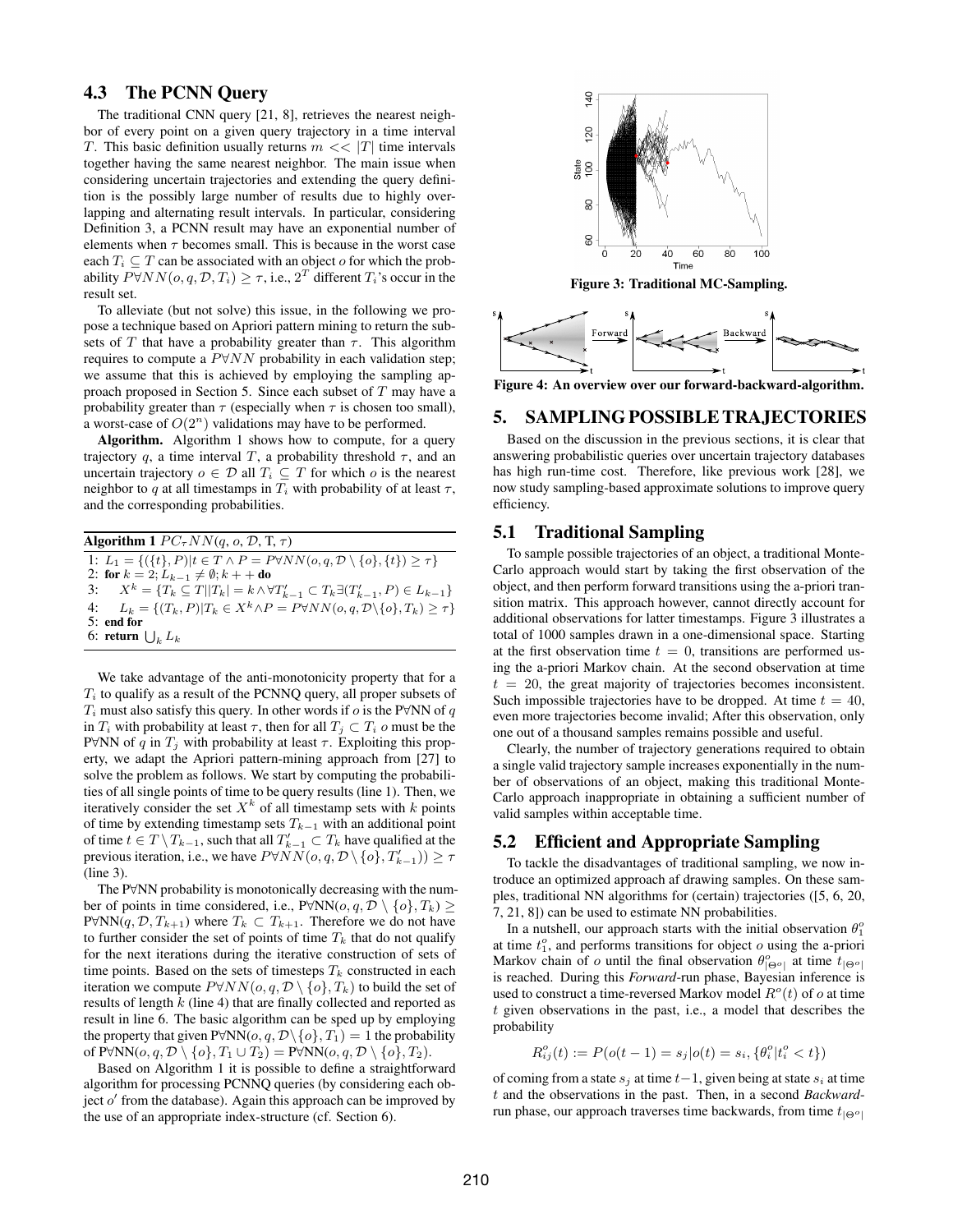## 4.3 The PCNN Query

The traditional CNN query [21, 8], retrieves the nearest neighbor of every point on a given query trajectory in a time interval $T$. This basic definition usually returns $m << |T|$ time intervals together having the same nearest neighbor. The main issue when considering uncertain trajectories and extending the query definition is the possibly large number of results due to highly overlapping and alternating result intervals. In particular, considering Definition 3, a PCNN result may have an exponential number of elements when $\tau$ becomes small. This is because in the worst case each $T_i \subseteq T$ can be associated with an object $o$ for which the probability $P\forall NN(o, q, \mathcal{D}, T_i) \geq \tau$, i.e., $2^T$ different $T_i$'s occur in the result set.

To alleviate (but not solve) this issue, in the following we propose a technique based on Apriori pattern mining to return the subsets of $T$ that have a probability greater than $\tau$. This algorithm requires to compute a $P\forall NN$ probability in each validation step; we assume that this is achieved by employing the sampling approach proposed in Section 5. Since each subset of $T$ may have a probability greater than $\tau$ (especially when $\tau$ is chosen too small), a worst-case of $O(2^n)$ validations may have to be performed.

**Algorithm.** Algorithm 1 shows how to compute, for a query trajectory $q$, a time interval $T$, a probability threshold $\tau$, and an uncertain trajectory $o \in \mathcal{D}$ all $T_i \subseteq T$ for which $o$ is the nearest neighbor to $q$ at all timestamps in $T_i$ with probability of at least $\tau$, and the corresponding probabilities.

**Algorithm 1** $PC_\tau NN(q, o, \mathcal{D}, \mathrm{T}, \tau)$

```
1: L_1 = {({t}, P) | t ∈ T ∧ P = P∀NN(o, q, D \ {o}, {t}) ≥ τ}
2: for k = 2; L_{k-1} ≠ ∅; k++ do
3:    X^k = {T_k ⊆ T | |T_k| = k ∧ ∀T'_{k-1} ⊂ T_k ∃(T'_{k-1}, P) ∈ L_{k-1}}
4:    L_k = {(T_k, P) | T_k ∈ X^k ∧ P = P∀NN(o, q, D \ {o}, T_k) ≥ τ}
5: end for
6: return ⋃_k L_k
```

We take advantage of the anti-monotonicity property that for a $T_i$ to qualify as a result of the PCNNQ query, all proper subsets of $T_i$ must also satisfy this query. In other words if $o$ is the P∀NN of $q$ in $T_i$ with probability at least $\tau$, then for all $T_j \subset T_i$ $o$ must be the P∀NN of $q$ in $T_j$ with probability at least $\tau$. Exploiting this property, we adapt the Apriori pattern-mining approach from [27] to solve the problem as follows. We start by computing the probabilities of all single points of time to be query results (line 1). Then, we iteratively consider the set $X^k$ of all timestamp sets with $k$ points of time by extending timestamp sets $T_{k-1}$ with an additional point of time $t \in T \setminus T_{k-1}$, such that all $T'_{k-1} \subset T_k$ have qualified at the previous iteration, i.e., we have $P\forall NN(o, q, \mathcal{D} \setminus \{o\}, T'_{k-1})) \geq \tau$ (line 3).

The P∀NN probability is monotonically decreasing with the number of points in time considered, i.e., $\mathrm{P\forall NN}(o, q, \mathcal{D} \setminus \{o\}, T_k) \geq \mathrm{P\forall NN}(q, \mathcal{D}, T_{k+1})$ where $T_k \subset T_{k+1}$. Therefore we do not have to further consider the set of points of time $T_k$ that do not qualify for the next iterations during the iterative construction of sets of time points. Based on the sets of timesteps $T_k$ constructed in each iteration we compute $P\forall NN(o, q, \mathcal{D} \setminus \{o\}, T_k)$ to build the set of results of length $k$ (line 4) that are finally collected and reported as result in line 6. The basic algorithm can be sped up by employing the property that given $\mathrm{P\forall NN}(o, q, \mathcal{D} \setminus \{o\}, T_1) = 1$ the probability of $\mathrm{P\forall NN}(o, q, \mathcal{D} \setminus \{o\}, T_1 \cup T_2) = \mathrm{P\forall NN}(o, q, \mathcal{D} \setminus \{o\}, T_2)$.

Based on Algorithm 1 it is possible to define a straightforward algorithm for processing PCNNQ queries (by considering each object $o'$ from the database). Again this approach can be improved by the use of an appropriate index-structure (cf. Section 6).

Figure 3: Traditional MC-Sampling.

Figure 4: An overview over our forward-backward-algorithm.

## 5. SAMPLING POSSIBLE TRAJECTORIES

Based on the discussion in the previous sections, it is clear that answering probabilistic queries over uncertain trajectory databases has high run-time cost. Therefore, like previous work [28], we now study sampling-based approximate solutions to improve query efficiency.

### 5.1 Traditional Sampling

To sample possible trajectories of an object, a traditional Monte-Carlo approach would start by taking the first observation of the object, and then perform forward transitions using the a-priori transition matrix. This approach however, cannot directly account for additional observations for latter timestamps. Figure 3 illustrates a total of 1000 samples drawn in a one-dimensional space. Starting at the first observation time $t = 0$, transitions are performed using the a-priori Markov chain. At the second observation at time $t = 20$, the great majority of trajectories becomes inconsistent. Such impossible trajectories have to be dropped. At time $t = 40$, even more trajectories become invalid; After this observation, only one out of a thousand samples remains possible and useful.

Clearly, the number of trajectory generations required to obtain a single valid trajectory sample increases exponentially in the number of observations of an object, making this traditional Monte-Carlo approach inappropriate in obtaining a sufficient number of valid samples within acceptable time.

### 5.2 Efficient and Appropriate Sampling

To tackle the disadvantages of traditional sampling, we now introduce an optimized approach af drawing samples. On these samples, traditional NN algorithms for (certain) trajectories ([5, 6, 20, 7, 21, 8]) can be used to estimate NN probabilities.

In a nutshell, our approach starts with the initial observation $\theta_1^o$ at time $t_1^o$, and performs transitions for object $o$ using the a-priori Markov chain of $o$ until the final observation $\theta^o_{|\Theta^o|}$ at time $t_{|\Theta^o|}$ is reached. During this *Forward*-run phase, Bayesian inference is used to construct a time-reversed Markov model $R^o(t)$ of $o$ at time $t$ given observations in the past, i.e., a model that describes the probability

$$R^o_{ij}(t) := P(o(t-1) = s_j | o(t) = s_i, \{\theta^o_i | t^o_i < t\})$$

of coming from a state $s_j$ at time $t-1$, given being at state $s_i$ at time $t$ and the observations in the past. Then, in a second *Backward*-run phase, our approach traverses time backwards, from time $t_{|\Theta^o|}$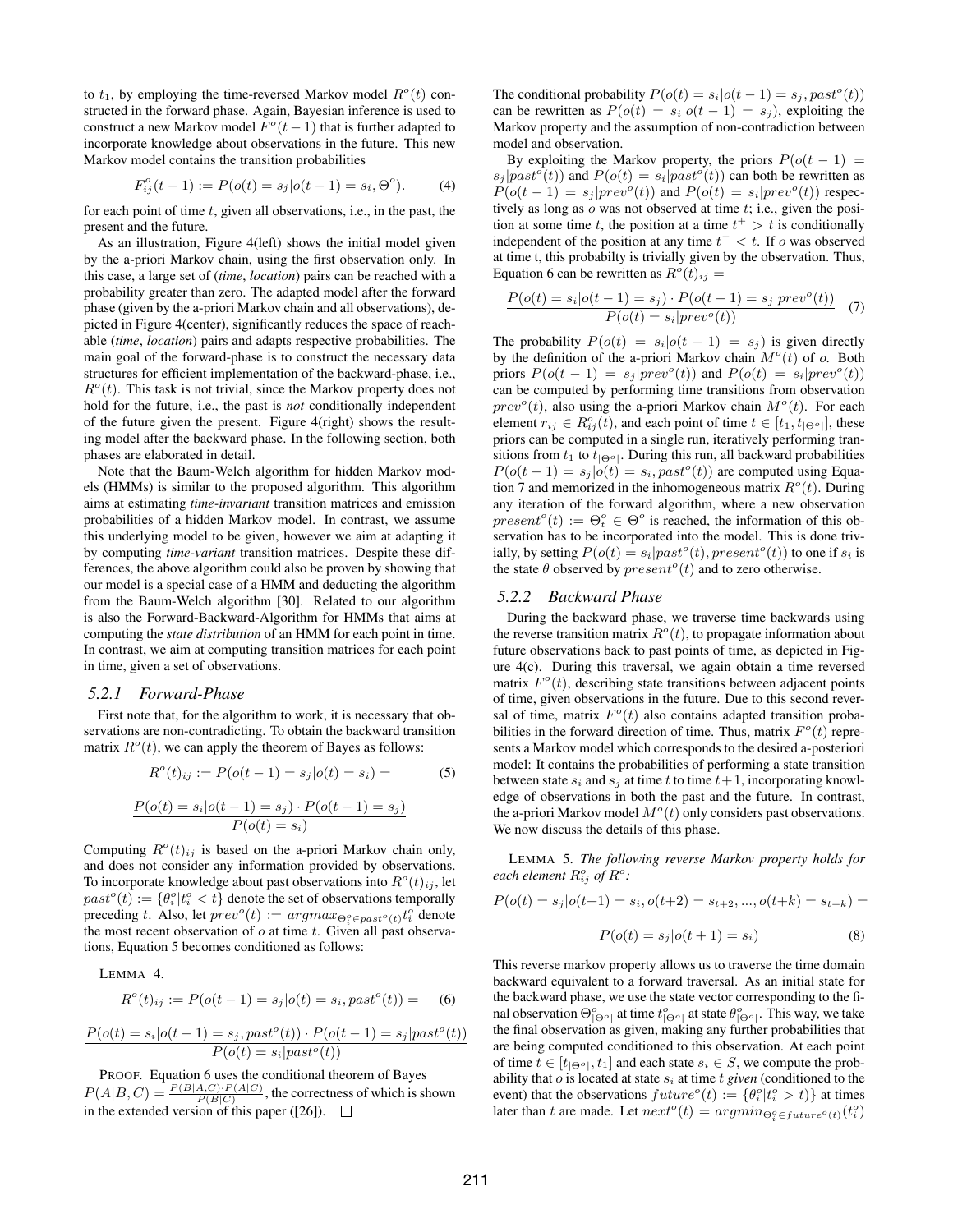to $t_1$, by employing the time-reversed Markov model $R^o(t)$ constructed in the forward phase. Again, Bayesian inference is used to construct a new Markov model $F^o(t-1)$ that is further adapted to incorporate knowledge about observations in the future. This new Markov model contains the transition probabilities

$$F^o_{ij}(t-1) := P(o(t) = s_j | o(t-1) = s_i, \Theta^o). \quad (4)$$

for each point of time $t$, given all observations, i.e., in the past, the present and the future.

As an illustration, Figure 4(left) shows the initial model given by the a-priori Markov chain, using the first observation only. In this case, a large set of (*time*, *location*) pairs can be reached with a probability greater than zero. The adapted model after the forward phase (given by the a-priori Markov chain and all observations), depicted in Figure 4(center), significantly reduces the space of reachable (*time*, *location*) pairs and adapts respective probabilities. The main goal of the forward-phase is to construct the necessary data structures for efficient implementation of the backward-phase, i.e., $R^o(t)$. This task is not trivial, since the Markov property does not hold for the future, i.e., the past is *not* conditionally independent of the future given the present. Figure 4(right) shows the resulting model after the backward phase. In the following section, both phases are elaborated in detail.

Note that the Baum-Welch algorithm for hidden Markov models (HMMs) is similar to the proposed algorithm. This algorithm aims at estimating *time-invariant* transition matrices and emission probabilities of a hidden Markov model. In contrast, we assume this underlying model to be given, however we aim at adapting it by computing *time-variant* transition matrices. Despite these differences, the above algorithm could also be proven by showing that our model is a special case of a HMM and deducting the algorithm from the Baum-Welch algorithm [30]. Related to our algorithm is also the Forward-Backward-Algorithm for HMMs that aims at computing the *state distribution* of an HMM for each point in time. In contrast, we aim at computing transition matrices for each point in time, given a set of observations.

### 5.2.1 Forward-Phase

First note that, for the algorithm to work, it is necessary that observations are non-contradicting. To obtain the backward transition matrix $R^o(t)$, we can apply the theorem of Bayes as follows:

$$R^o(t)_{ij} := P(o(t-1) = s_j | o(t) = s_i) = \quad (5)$$

$$\frac{P(o(t) = s_i | o(t-1) = s_j) \cdot P(o(t-1) = s_j)}{P(o(t) = s_i)}$$

Computing $R^o(t)_{ij}$ is based on the a-priori Markov chain only, and does not consider any information provided by observations. To incorporate knowledge about past observations into $R^o(t)_{ij}$, let $past^o(t) := \{\theta^o_i | t^o_i < t\}$ denote the set of observations temporally preceding $t$. Also, let $prev^o(t) := argmax_{\Theta^o_i \in past^o(t)} t^o_i$ denote the most recent observation of $o$ at time $t$. Given all past observations, Equation 5 becomes conditioned as follows:

LEMMA 4.

$$R^o(t)_{ij} := P(o(t-1) = s_j | o(t) = s_i, past^o(t)) = \quad (6)$$

$$\frac{P(o(t) = s_i | o(t-1) = s_j, past^o(t)) \cdot P(o(t-1) = s_j | past^o(t))}{P(o(t) = s_i | past^o(t))}$$

PROOF. Equation 6 uses the conditional theorem of Bayes $P(A|B,C) = \frac{P(B|A,C) \cdot P(A|C)}{P(B|C)}$, the correctness of which is shown in the extended version of this paper ([26]). □

The conditional probability $P(o(t) = s_i | o(t-1) = s_j, past^o(t))$ can be rewritten as $P(o(t) = s_i | o(t-1) = s_j)$, exploiting the Markov property and the assumption of non-contradiction between model and observation.

By exploiting the Markov property, the priors $P(o(t-1) = s_j | past^o(t))$ and $P(o(t) = s_i | past^o(t))$ can both be rewritten as $P(o(t-1) = s_j | prev^o(t))$ and $P(o(t) = s_i | prev^o(t))$ respectively as long as $o$ was not observed at time $t$; i.e., given the position at some time $t$, the position at a time $t^+ > t$ is conditionally independent of the position at any time $t^- < t$. If $o$ was observed at time t, this probabilty is trivially given by the observation. Thus, Equation 6 can be rewritten as $R^o(t)_{ij} =$

$$\frac{P(o(t) = s_i | o(t-1) = s_j) \cdot P(o(t-1) = s_j | prev^o(t))}{P(o(t) = s_i | prev^o(t))} \quad (7)$$

The probability $P(o(t) = s_i | o(t-1) = s_j)$ is given directly by the definition of the a-priori Markov chain $M^o(t)$ of $o$. Both priors $P(o(t-1) = s_j | prev^o(t))$ and $P(o(t) = s_i | prev^o(t))$ can be computed by performing time transitions from observation $prev^o(t)$, also using the a-priori Markov chain $M^o(t)$. For each element $r_{ij} \in R^o_{ij}(t)$, and each point of time $t \in [t_1, t_{|\Theta^o|}]$, these priors can be computed in a single run, iteratively performing transitions from $t_1$ to $t_{|\Theta^o|}$. During this run, all backward probabilities $P(o(t-1) = s_j | o(t) = s_i, past^o(t))$ are computed using Equation 7 and memorized in the inhomogeneous matrix $R^o(t)$. During any iteration of the forward algorithm, where a new observation $present^o(t) := \Theta^o_t \in \Theta^o$ is reached, the information of this observation has to be incorporated into the model. This is done trivially, by setting $P(o(t) = s_i | past^o(t), present^o(t))$ to one if $s_i$ is the state $\theta$ observed by $present^o(t)$ and to zero otherwise.

### 5.2.2 Backward Phase

During the backward phase, we traverse time backwards using the reverse transition matrix $R^o(t)$, to propagate information about future observations back to past points of time, as depicted in Figure 4(c). During this traversal, we again obtain a time reversed matrix $F^o(t)$, describing state transitions between adjacent points of time, given observations in the future. Due to this second reversal of time, matrix $F^o(t)$ also contains adapted transition probabilities in the forward direction of time. Thus, matrix $F^o(t)$ represents a Markov model which corresponds to the desired a-posteriori model: It contains the probabilities of performing a state transition between state $s_i$ and $s_j$ at time $t$ to time $t+1$, incorporating knowledge of observations in both the past and the future. In contrast, the a-priori Markov model $M^o(t)$ only considers past observations. We now discuss the details of this phase.

LEMMA 5. *The following reverse Markov property holds for each element $R^o_{ij}$ of $R^o$:*

$$P(o(t) = s_j | o(t+1) = s_i, o(t+2) = s_{t+2}, ..., o(t+k) = s_{t+k}) =$$

$$P(o(t) = s_j | o(t+1) = s_i) \quad (8)$$

This reverse markov property allows us to traverse the time domain backward equivalent to a forward traversal. As an initial state for the backward phase, we use the state vector corresponding to the final observation $\Theta^o_{|\Theta^o|}$ at time $t^o_{|\Theta^o|}$ at state $\theta^o_{|\Theta^o|}$. This way, we take the final observation as given, making any further probabilities that are being computed conditioned to this observation. At each point of time $t \in [t_{|\Theta^o|}, t_1]$ and each state $s_i \in S$, we compute the probability that $o$ is located at state $s_i$ at time $t$ *given* (conditioned to the event) that the observations $future^o(t) := \{\theta^o_i | t^o_i > t)\}$ at times later than $t$ are made. Let $next^o(t) = argmin_{\Theta^o_i \in future^o(t)}(t^o_i)$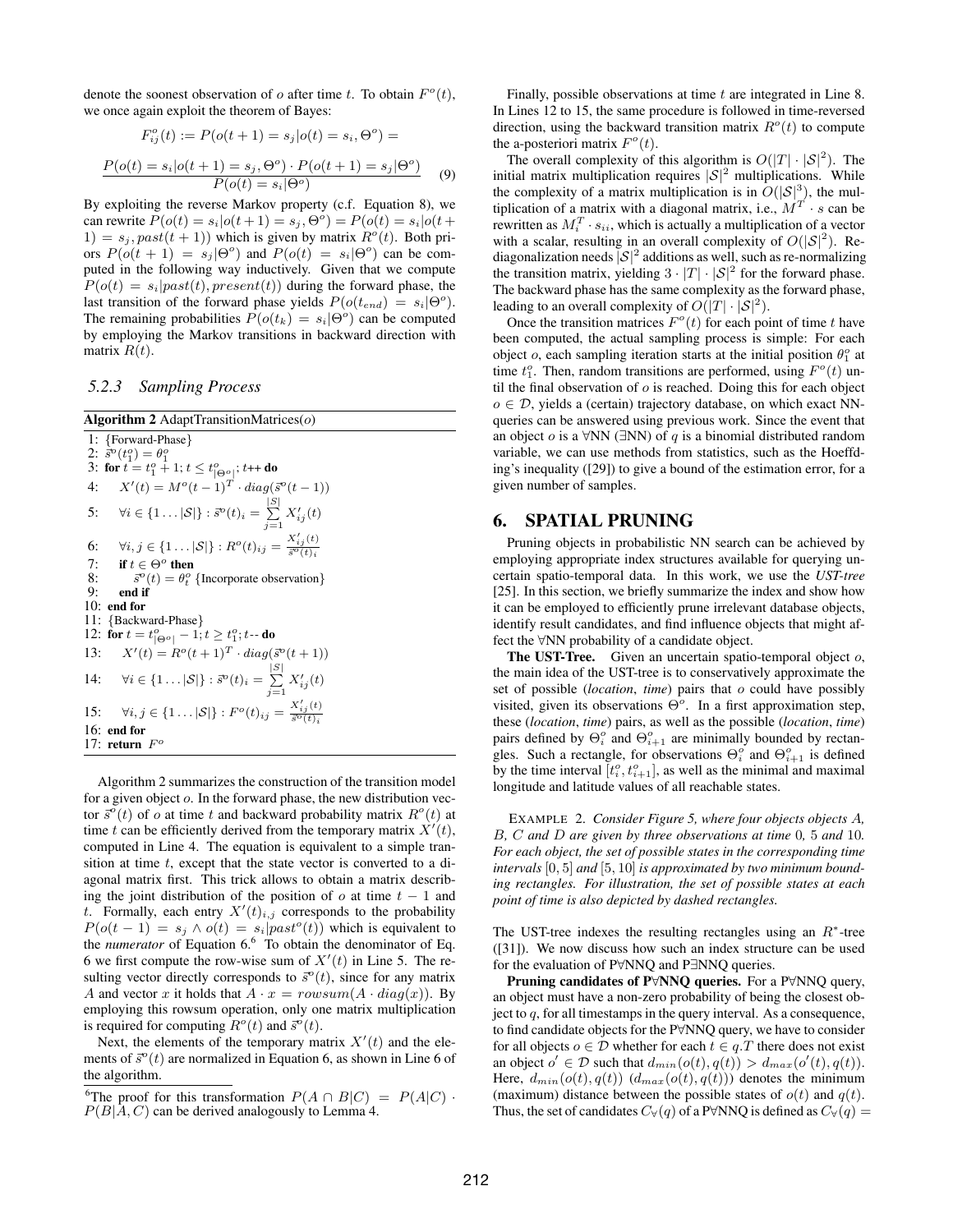denote the soonest observation of $o$ after time $t$. To obtain $F^o(t)$, we once again exploit the theorem of Bayes:

$$F^o_{ij}(t) := P(o(t+1) = s_j | o(t) = s_i, \Theta^o) =$$

$$\frac{P(o(t) = s_i | o(t+1) = s_j, \Theta^o) \cdot P(o(t+1) = s_j | \Theta^o)}{P(o(t) = s_i | \Theta^o)} \quad (9)$$

By exploiting the reverse Markov property (c.f. Equation 8), we can rewrite $P(o(t) = s_i | o(t+1) = s_j, \Theta^o) = P(o(t) = s_i | o(t+1) = s_j, past(t+1))$ which is given by matrix $R^o(t)$. Both priors $P(o(t+1) = s_j | \Theta^o)$ and $P(o(t) = s_i | \Theta^o)$ can be computed in the following way inductively. Given that we compute $P(o(t) = s_i | past(t), present(t))$ during the forward phase, the last transition of the forward phase yields $P(o(t_{end}) = s_i | \Theta^o)$. The remaining probabilities $P(o(t_k) = s_i | \Theta^o)$ can be computed by employing the Markov transitions in backward direction with matrix $R(t)$.

### 5.2.3 Sampling Process

**Algorithm 2** AdaptTransitionMatrices($o$)

```
1: {Forward-Phase}
2: s^o(t_1^o) = θ_1^o
3: for t = t_1^o + 1; t ≤ t^o_{|Θ^o|}; t++ do
4:     X'(t) = M^o(t-1)^T · diag(s^o(t-1))
5:     ∀i ∈ {1...|S|} : s^o(t)_i = Σ_{j=1}^{|S|} X'_ij(t)
6:     ∀i,j ∈ {1...|S|} : R^o(t)_ij = X'_ij(t) / s^o(t)_i
7:     if t ∈ Θ^o then
8:         s^o(t) = θ_t^o {Incorporate observation}
9:     end if
10: end for
11: {Backward-Phase}
12: for t = t^o_{|Θ^o|} - 1; t ≥ t_1^o; t-- do
13:     X'(t) = R^o(t+1)^T · diag(s^o(t+1))
14:     ∀i ∈ {1...|S|} : s^o(t)_i = Σ_{j=1}^{|S|} X'_ij(t)
15:     ∀i,j ∈ {1...|S|} : F^o(t)_ij = X'_ij(t) / s^o(t)_i
16: end for
17: return F^o
```

Algorithm 2 summarizes the construction of the transition model for a given object $o$. In the forward phase, the new distribution vector $\vec{s}^o(t)$ of $o$ at time $t$ and backward probability matrix $R^o(t)$ at time $t$ can be efficiently derived from the temporary matrix $X'(t)$, computed in Line 4. The equation is equivalent to a simple transition at time $t$, except that the state vector is converted to a diagonal matrix first. This trick allows to obtain a matrix describing the joint distribution of the position of $o$ at time $t-1$ and $t$. Formally, each entry $X'(t)_{i,j}$ corresponds to the probability $P(o(t-1) = s_j \wedge o(t) = s_i | past^o(t))$ which is equivalent to the *numerator* of Equation 6.[6] To obtain the denominator of Eq. 6 we first compute the row-wise sum of $X'(t)$ in Line 5. The resulting vector directly corresponds to $\vec{s}^o(t)$, since for any matrix $A$ and vector $x$ it holds that $A \cdot x = rowsum(A \cdot diag(x))$. By employing this rowsum operation, only one matrix multiplication is required for computing $R^o(t)$ and $\vec{s}^o(t)$.

Next, the elements of the temporary matrix $X'(t)$ and the elements of $\vec{s}^o(t)$ are normalized in Equation 6, as shown in Line 6 of the algorithm.

[6] The proof for this transformation $P(A \cap B|C) = P(A|C) \cdot P(B|A, C)$ can be derived analogously to Lemma 4.

Finally, possible observations at time $t$ are integrated in Line 8. In Lines 12 to 15, the same procedure is followed in time-reversed direction, using the backward transition matrix $R^o(t)$ to compute the a-posteriori matrix $F^o(t)$.

The overall complexity of this algorithm is $O(|T| \cdot |\mathcal{S}|^2)$. The initial matrix multiplication requires $|\mathcal{S}|^2$ multiplications. While the complexity of a matrix multiplication is in $O(|\mathcal{S}|^3)$, the multiplication of a matrix with a diagonal matrix, i.e., $M^T \cdot s$ can be rewritten as $M_i^T \cdot s_{ii}$, which is actually a multiplication of a vector with a scalar, resulting in an overall complexity of $O(|\mathcal{S}|^2)$. Rediagonalization needs $|\mathcal{S}|^2$ additions as well, such as re-normalizing the transition matrix, yielding $3 \cdot |T| \cdot |\mathcal{S}|^2$ for the forward phase. The backward phase has the same complexity as the forward phase, leading to an overall complexity of $O(|T| \cdot |\mathcal{S}|^2)$.

Once the transition matrices $F^o(t)$ for each point of time $t$ have been computed, the actual sampling process is simple: For each object $o$, each sampling iteration starts at the initial position $\theta_1^o$ at time $t_1^o$. Then, random transitions are performed, using $F^o(t)$ until the final observation of $o$ is reached. Doing this for each object $o \in \mathcal{D}$, yields a (certain) trajectory database, on which exact NN-queries can be answered using previous work. Since the event that an object $o$ is a $\forall$NN ($\exists$NN) of $q$ is a binomial distributed random variable, we can use methods from statistics, such as the Hoeffding's inequality ([29]) to give a bound of the estimation error, for a given number of samples.

## 6. SPATIAL PRUNING

Pruning objects in probabilistic NN search can be achieved by employing appropriate index structures available for querying uncertain spatio-temporal data. In this work, we use the *UST-tree* [25]. In this section, we briefly summarize the index and show how it can be employed to efficiently prune irrelevant database objects, identify result candidates, and find influence objects that might affect the $\forall$NN probability of a candidate object.

**The UST-Tree.** Given an uncertain spatio-temporal object $o$, the main idea of the UST-tree is to conservatively approximate the set of possible (*location*, *time*) pairs that $o$ could have possibly visited, given its observations $\Theta^o$. In a first approximation step, these (*location*, *time*) pairs, as well as the possible (*location*, *time*) pairs defined by $\Theta_i^o$ and $\Theta_{i+1}^o$ are minimally bounded by rectangles. Such a rectangle, for observations $\Theta_i^o$ and $\Theta_{i+1}^o$ is defined by the time interval $[t_i^o, t_{i+1}^o]$, as well as the minimal and maximal longitude and latitude values of all reachable states.

EXAMPLE 2. *Consider Figure 5, where four objects objects A, B, C and D are given by three observations at time 0, 5 and 10. For each object, the set of possible states in the corresponding time intervals [0, 5] and [5, 10] is approximated by two minimum bounding rectangles. For illustration, the set of possible states at each point of time is also depicted by dashed rectangles.*

The UST-tree indexes the resulting rectangles using an $R^*$-tree ([31]). We now discuss how such an index structure can be used for the evaluation of P$\forall$NNQ and P$\exists$NNQ queries.

**Pruning candidates of P$\forall$NNQ queries.** For a P$\forall$NNQ query, an object must have a non-zero probability of being the closest object to $q$, for all timestamps in the query interval. As a consequence, to find candidate objects for the P$\forall$NNQ query, we have to consider for all objects $o \in \mathcal{D}$ whether for each $t \in q.T$ there does not exist an object $o' \in \mathcal{D}$ such that $d_{min}(o(t), q(t)) > d_{max}(o'(t), q(t))$. Here, $d_{min}(o(t), q(t))$ ($d_{max}(o(t), q(t))$) denotes the minimum (maximum) distance between the possible states of $o(t)$ and $q(t)$. Thus, the set of candidates $C_\forall(q)$ of a P$\forall$NNQ is defined as $C_\forall(q) =$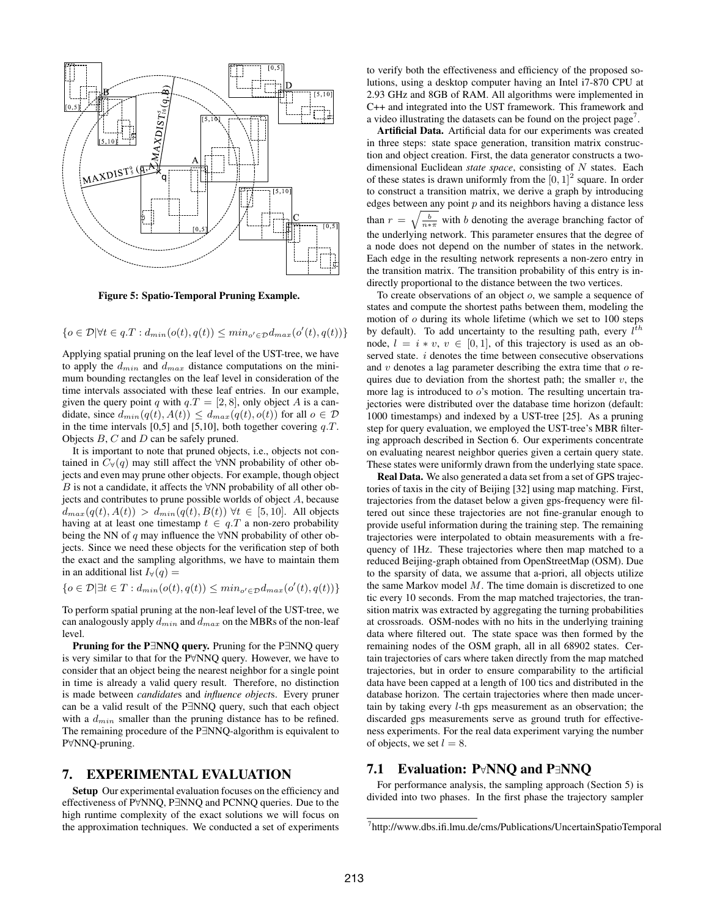Figure 5: Spatio-Temporal Pruning Example.

$$\{o \in \mathcal{D} | \forall t \in q.T : d_{min}(o(t), q(t)) \leq min_{o' \in \mathcal{D}} d_{max}(o'(t), q(t))\}$$

Applying spatial pruning on the leaf level of the UST-tree, we have to apply the $d_{min}$ and $d_{max}$ distance computations on the minimum bounding rectangles on the leaf level in consideration of the time intervals associated with these leaf entries. In our example, given the query point $q$ with $q.T = [2, 8]$, only object $A$ is a candidate, since $d_{min}(q(t), A(t)) \leq d_{max}(q(t), o(t))$ for all $o \in \mathcal{D}$ in the time intervals [0,5] and [5,10], both together covering $q.T$. Objects $B$, $C$ and $D$ can be safely pruned.

It is important to note that pruned objects, i.e., objects not contained in $C_\forall(q)$ may still affect the ∀NN probability of other objects and even may prune other objects. For example, though object $B$ is not a candidate, it affects the ∀NN probability of all other objects and contributes to prune possible worlds of object $A$, because $d_{max}(q(t), A(t)) > d_{min}(q(t), B(t)) \; \forall t \in [5, 10]$. All objects having at at least one timestamp $t \in q.T$ a non-zero probability being the NN of $q$ may influence the ∀NN probability of other objects. Since we need these objects for the verification step of both the exact and the sampling algorithms, we have to maintain them in an additional list $I_\forall(q) =$

$$\{o \in \mathcal{D} | \exists t \in T : d_{min}(o(t), q(t)) \leq min_{o' \in \mathcal{D}} d_{max}(o'(t), q(t))\}$$

To perform spatial pruning at the non-leaf level of the UST-tree, we can analogously apply $d_{min}$ and $d_{max}$ on the MBRs of the non-leaf level.

**Pruning for the P∃NNQ query.** Pruning for the P∃NNQ query is very similar to that for the P∀NNQ query. However, we have to consider that an object being the nearest neighbor for a single point in time is already a valid query result. Therefore, no distinction is made between *candidate*s and *influence object*s. Every pruner can be a valid result of the P∃NNQ query, such that each object with a $d_{min}$ smaller than the pruning distance has to be refined. The remaining procedure of the P∃NNQ-algorithm is equivalent to P∀NNQ-pruning.

## 7. EXPERIMENTAL EVALUATION

**Setup** Our experimental evaluation focuses on the efficiency and effectiveness of P∀NNQ, P∃NNQ and PCNNQ queries. Due to the high runtime complexity of the exact solutions we will focus on the approximation techniques. We conducted a set of experiments to verify both the effectiveness and efficiency of the proposed solutions, using a desktop computer having an Intel i7-870 CPU at 2.93 GHz and 8GB of RAM. All algorithms were implemented in C++ and integrated into the UST framework. This framework and a video illustrating the datasets can be found on the project page[7].

**Artificial Data.** Artificial data for our experiments was created in three steps: state space generation, transition matrix construction and object creation. First, the data generator constructs a two-dimensional Euclidean *state space*, consisting of $N$ states. Each of these states is drawn uniformly from the $[0, 1]^2$ square. In order to construct a transition matrix, we derive a graph by introducing edges between any point $p$ and its neighbors having a distance less than $r = \sqrt{\frac{b}{n * \pi}}$ with $b$ denoting the average branching factor of the underlying network. This parameter ensures that the degree of a node does not depend on the number of states in the network. Each edge in the resulting network represents a non-zero entry in the transition matrix. The transition probability of this entry is indirectly proportional to the distance between the two vertices.

To create observations of an object $o$, we sample a sequence of states and compute the shortest paths between them, modeling the motion of $o$ during its whole lifetime (which we set to 100 steps by default). To add uncertainty to the resulting path, every $l^{th}$ node, $l = i * v$, $v \in [0, 1]$, of this trajectory is used as an observed state. $i$ denotes the time between consecutive observations and $v$ denotes a lag parameter describing the extra time that $o$ requires due to deviation from the shortest path; the smaller $v$, the more lag is introduced to $o$'s motion. The resulting uncertain trajectories were distributed over the database time horizon (default: 1000 timestamps) and indexed by a UST-tree [25]. As a pruning step for query evaluation, we employed the UST-tree's MBR filtering approach described in Section 6. Our experiments concentrate on evaluating nearest neighbor queries given a certain query state. These states were uniformly drawn from the underlying state space.

**Real Data.** We also generated a data set from a set of GPS trajectories of taxis in the city of Beijing [32] using map matching. First, trajectories from the dataset below a given gps-frequency were filtered out since these trajectories are not fine-granular enough to provide useful information during the training step. The remaining trajectories were interpolated to obtain measurements with a frequency of 1Hz. These trajectories where then map matched to a reduced Beijing-graph obtained from OpenStreetMap (OSM). Due to the sparsity of data, we assume that a-priori, all objects utilize the same Markov model $M$. The time domain is discretized to one tic every 10 seconds. From the map matched trajectories, the transition matrix was extracted by aggregating the turning probabilities at crossroads. OSM-nodes with no hits in the underlying training data where filtered out. The state space was then formed by the remaining nodes of the OSM graph, all in all 68902 states. Certain trajectories of cars where taken directly from the map matched trajectories, but in order to ensure comparability to the artificial data have been capped at a length of 100 tics and distributed in the database horizon. The certain trajectories where then made uncertain by taking every $l$-th gps measurement as an observation; the discarded gps measurements serve as ground truth for effectiveness experiments. For the real data experiment varying the number of objects, we set $l = 8$.

### 7.1 Evaluation: P∀NNQ and P∃NNQ

For performance analysis, the sampling approach (Section 5) is divided into two phases. In the first phase the trajectory sampler

[7] http://www.dbs.ifi.lmu.de/cms/Publications/UncertainSpatioTemporal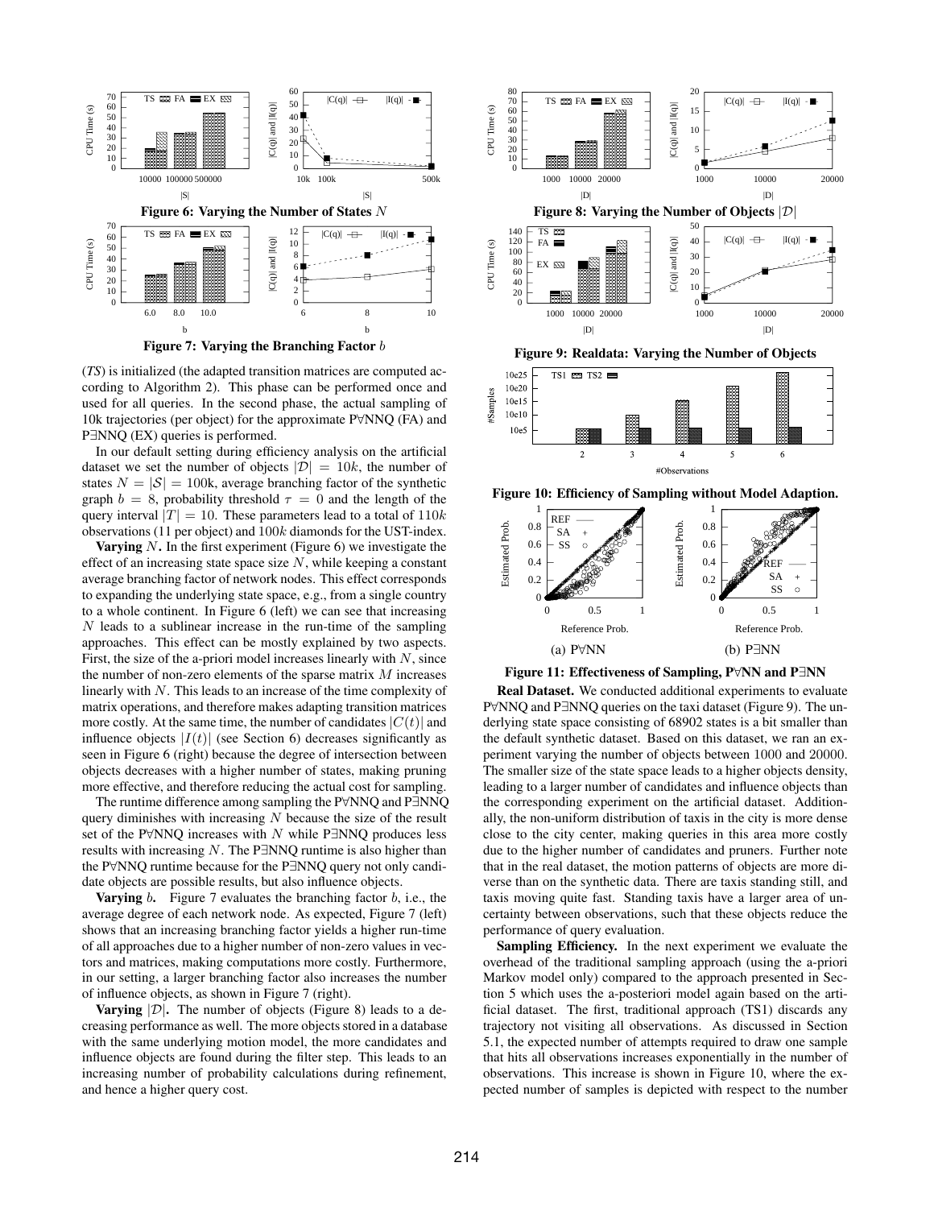Figure 6: Varying the Number of States $N$

Figure 7: Varying the Branching Factor $b$

(*TS*) is initialized (the adapted transition matrices are computed according to Algorithm 2). This phase can be performed once and used for all queries. In the second phase, the actual sampling of 10k trajectories (per object) for the approximate P∀NNQ (FA) and P∃NNQ (EX) queries is performed.

In our default setting during efficiency analysis on the artificial dataset we set the number of objects $|\mathcal{D}| = 10k$, the number of states $N = |\mathcal{S}| = 100$k, average branching factor of the synthetic graph $b = 8$, probability threshold $\tau = 0$ and the length of the query interval $|T| = 10$. These parameters lead to a total of $110k$ observations (11 per object) and $100k$ diamonds for the UST-index.

**Varying** $N$**.** In the first experiment (Figure 6) we investigate the effect of an increasing state space size $N$, while keeping a constant average branching factor of network nodes. This effect corresponds to expanding the underlying state space, e.g., from a single country to a whole continent. In Figure 6 (left) we can see that increasing $N$ leads to a sublinear increase in the run-time of the sampling approaches. This effect can be mostly explained by two aspects. First, the size of the a-priori model increases linearly with $N$, since the number of non-zero elements of the sparse matrix $M$ increases linearly with $N$. This leads to an increase of the time complexity of matrix operations, and therefore makes adapting transition matrices more costly. At the same time, the number of candidates $|C(t)|$ and influence objects $|I(t)|$ (see Section 6) decreases significantly as seen in Figure 6 (right) because the degree of intersection between objects decreases with a higher number of states, making pruning more effective, and therefore reducing the actual cost for sampling.

The runtime difference among sampling the P∀NNQ and P∃NNQ query diminishes with increasing $N$ because the size of the result set of the P∀NNQ increases with $N$ while P∃NNQ produces less results with increasing $N$. The P∃NNQ runtime is also higher than the P∀NNQ runtime because for the P∃NNQ query not only candidate objects are possible results, but also influence objects.

**Varying** $b$**.** Figure 7 evaluates the branching factor $b$, i.e., the average degree of each network node. As expected, Figure 7 (left) shows that an increasing branching factor yields a higher run-time of all approaches due to a higher number of non-zero values in vectors and matrices, making computations more costly. Furthermore, in our setting, a larger branching factor also increases the number of influence objects, as shown in Figure 7 (right).

**Varying** $|\mathcal{D}|$**.** The number of objects (Figure 8) leads to a decreasing performance as well. The more objects stored in a database with the same underlying motion model, the more candidates and influence objects are found during the filter step. This leads to an increasing number of probability calculations during refinement, and hence a higher query cost.

Figure 8: Varying the Number of Objects $|\mathcal{D}|$

Figure 9: Realdata: Varying the Number of Objects

Figure 10: Efficiency of Sampling without Model Adaption.

(a) P∀NN (b) P∃NN

Figure 11: Effectiveness of Sampling, P∀NN and P∃NN

**Real Dataset.** We conducted additional experiments to evaluate P∀NNQ and P∃NNQ queries on the taxi dataset (Figure 9). The underlying state space consisting of 68902 states is a bit smaller than the default synthetic dataset. Based on this dataset, we ran an experiment varying the number of objects between 1000 and 20000. The smaller size of the state space leads to a higher objects density, leading to a larger number of candidates and influence objects than the corresponding experiment on the artificial dataset. Additionally, the non-uniform distribution of taxis in the city is more dense close to the city center, making queries in this area more costly due to the higher number of candidates and pruners. Further note that in the real dataset, the motion patterns of objects are more diverse than on the synthetic data. There are taxis standing still, and taxis moving quite fast. Standing taxis have a larger area of uncertainty between observations, such that these objects reduce the performance of query evaluation.

**Sampling Efficiency.** In the next experiment we evaluate the overhead of the traditional sampling approach (using the a-priori Markov model only) compared to the approach presented in Section 5 which uses the a-posteriori model again based on the artificial dataset. The first, traditional approach (TS1) discards any trajectory not visiting all observations. As discussed in Section 5.1, the expected number of attempts required to draw one sample that hits all observations increases exponentially in the number of observations. This increase is shown in Figure 10, where the expected number of samples is depicted with respect to the number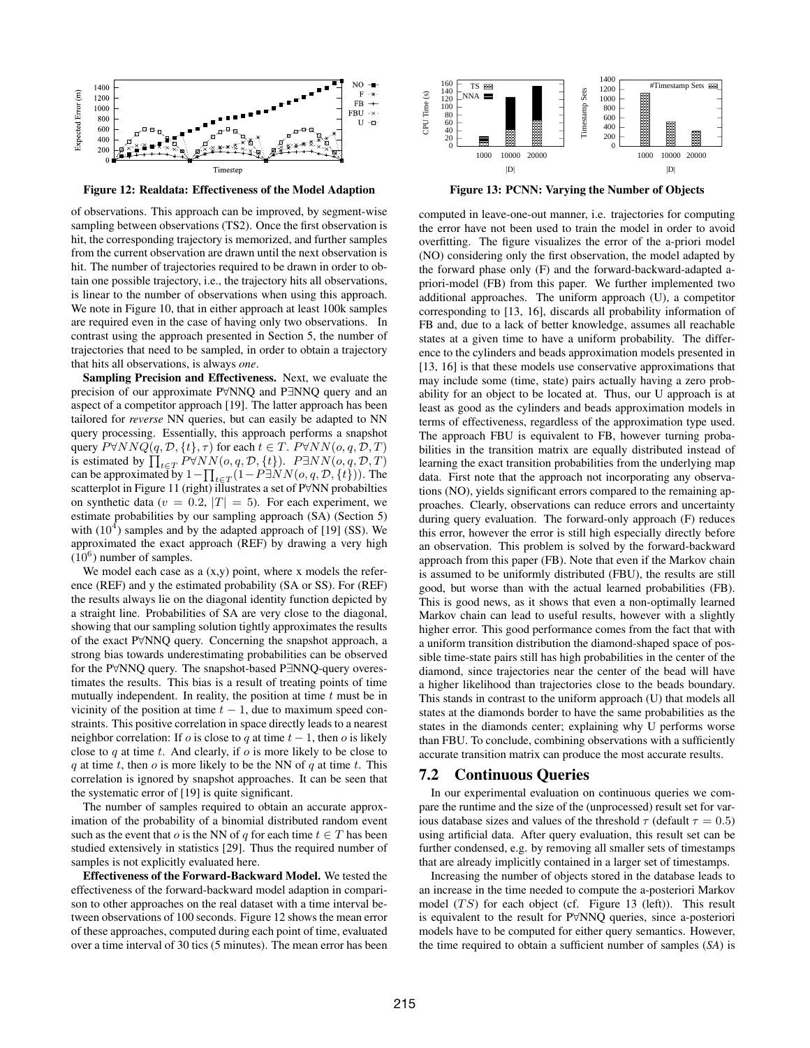Figure 12: Realdata: Effectiveness of the Model Adaption

Figure 13: PCNN: Varying the Number of Objects

of observations. This approach can be improved, by segment-wise sampling between observations (TS2). Once the first observation is hit, the corresponding trajectory is memorized, and further samples from the current observation are drawn until the next observation is hit. The number of trajectories required to be drawn in order to obtain one possible trajectory, i.e., the trajectory hits all observations, is linear to the number of observations when using this approach. We note in Figure 10, that in either approach at least 100k samples are required even in the case of having only two observations. In contrast using the approach presented in Section 5, the number of trajectories that need to be sampled, in order to obtain a trajectory that hits all observations, is always *one*.

**Sampling Precision and Effectiveness.** Next, we evaluate the precision of our approximate P∀NNQ and P∃NNQ query and an aspect of a competitor approach [19]. The latter approach has been tailored for *reverse* NN queries, but can easily be adapted to NN query processing. Essentially, this approach performs a snapshot query $P\forall NNQ(q, \mathcal{D}, \{t\}, \tau)$ for each $t \in T$. $P\forall NN(o, q, \mathcal{D}, T)$ is estimated by $\prod_{t \in T} P\forall NN(o, q, \mathcal{D}, \{t\})$. $P\exists NN(o, q, \mathcal{D}, T)$ can be approximated by $1 - \prod_{t \in T}(1 - P\exists NN(o, q, \mathcal{D}, \{t\}))$. The scatterplot in Figure 11 (right) illustrates a set of P∀NN probabilties on synthetic data ($v = 0.2$, $|T| = 5$). For each experiment, we estimate probabilities by our sampling approach (SA) (Section 5) with ($10^4$) samples and by the adapted approach of [19] (SS). We approximated the exact approach (REF) by drawing a very high ($10^6$) number of samples.

We model each case as a (x,y) point, where x models the reference (REF) and y the estimated probability (SA or SS). For (REF) the results always lie on the diagonal identity function depicted by a straight line. Probabilities of SA are very close to the diagonal, showing that our sampling solution tightly approximates the results of the exact P∀NNQ query. Concerning the snapshot approach, a strong bias towards underestimating probabilities can be observed for the P∀NNQ query. The snapshot-based P∃NNQ-query overestimates the results. This bias is a result of treating points of time mutually independent. In reality, the position at time $t$ must be in vicinity of the position at time $t - 1$, due to maximum speed constraints. This positive correlation in space directly leads to a nearest neighbor correlation: If $o$ is close to $q$ at time $t - 1$, then $o$ is likely close to $q$ at time $t$. And clearly, if $o$ is more likely to be close to $q$ at time $t$, then $o$ is more likely to be the NN of $q$ at time $t$. This correlation is ignored by snapshot approaches. It can be seen that the systematic error of [19] is quite significant.

The number of samples required to obtain an accurate approximation of the probability of a binomial distributed random event such as the event that $o$ is the NN of $q$ for each time $t \in T$ has been studied extensively in statistics [29]. Thus the required number of samples is not explicitly evaluated here.

**Effectiveness of the Forward-Backward Model.** We tested the effectiveness of the forward-backward model adaption in comparison to other approaches on the real dataset with a time interval between observations of 100 seconds. Figure 12 shows the mean error of these approaches, computed during each point of time, evaluated over a time interval of 30 tics (5 minutes). The mean error has been computed in leave-one-out manner, i.e. trajectories for computing the error have not been used to train the model in order to avoid overfitting. The figure visualizes the error of the a-priori model (NO) considering only the first observation, the model adapted by the forward phase only (F) and the forward-backward-adapted a-priori-model (FB) from this paper. We further implemented two additional approaches. The uniform approach (U), a competitor corresponding to [13, 16], discards all probability information of FB and, due to a lack of better knowledge, assumes all reachable states at a given time to have a uniform probability. The difference to the cylinders and beads approximation models presented in [13, 16] is that these models use conservative approximations that may include some (time, state) pairs actually having a zero probability for an object to be located at. Thus, our U approach is at least as good as the cylinders and beads approximation models in terms of effectiveness, regardless of the approximation type used. The approach FBU is equivalent to FB, however turning probabilities in the transition matrix are equally distributed instead of learning the exact transition probabilities from the underlying map data. First note that the approach not incorporating any observations (NO), yields significant errors compared to the remaining approaches. Clearly, observations can reduce errors and uncertainty during query evaluation. The forward-only approach (F) reduces this error, however the error is still high especially directly before an observation. This problem is solved by the forward-backward approach from this paper (FB). Note that even if the Markov chain is assumed to be uniformly distributed (FBU), the results are still good, but worse than with the actual learned probabilities (FB). This is good news, as it shows that even a non-optimally learned Markov chain can lead to useful results, however with a slightly higher error. This good performance comes from the fact that with a uniform transition distribution the diamond-shaped space of possible time-state pairs still has high probabilities in the center of the diamond, since trajectories near the center of the bead will have a higher likelihood than trajectories close to the beads boundary. This stands in contrast to the uniform approach (U) that models all states at the diamonds border to have the same probabilities as the states in the diamonds center; explaining why U performs worse than FBU. To conclude, combining observations with a sufficiently accurate transition matrix can produce the most accurate results.

## 7.2 Continuous Queries

In our experimental evaluation on continuous queries we compare the runtime and the size of the (unprocessed) result set for various database sizes and values of the threshold $\tau$ (default $\tau = 0.5$) using artificial data. After query evaluation, this result set can be further condensed, e.g. by removing all smaller sets of timestamps that are already implicitly contained in a larger set of timestamps.

Increasing the number of objects stored in the database leads to an increase in the time needed to compute the a-posteriori Markov model ($TS$) for each object (cf. Figure 13 (left)). This result is equivalent to the result for P∀NNQ queries, since a-posteriori models have to be computed for either query semantics. However, the time required to obtain a sufficient number of samples (*SA*) is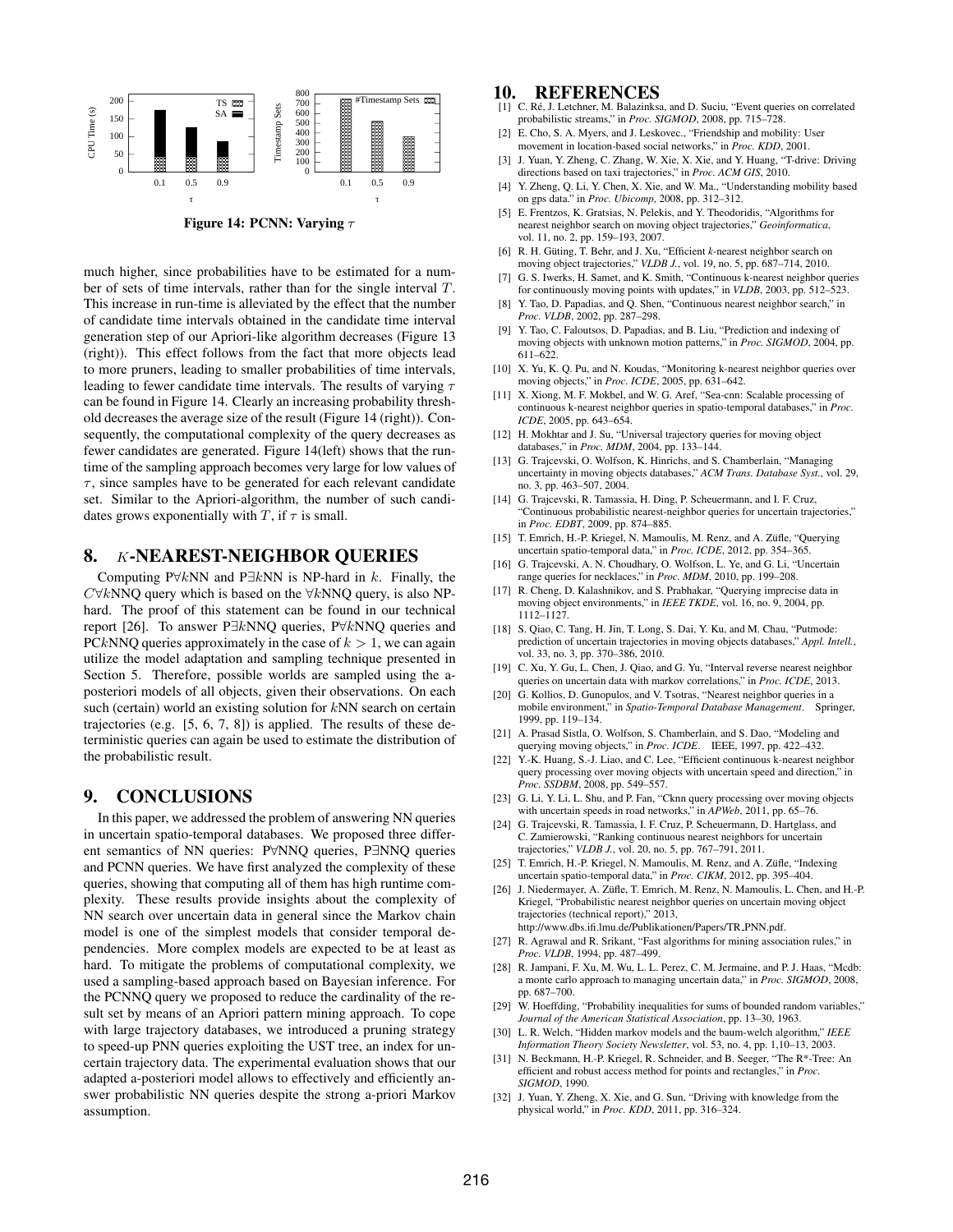CPU Time (s)

200
150
100
50
0

TS
SA

0.1 0.5 0.9

τ

Timestamp Sets

800
700
600
500
400
300
200
100
0

#Timestamp Sets

0.1 0.5 0.9

τ

**Figure 14: PCNN: Varying $\tau$**

much higher, since probabilities have to be estimated for a number of sets of time intervals, rather than for the single interval $T$. This increase in run-time is alleviated by the effect that the number of candidate time intervals obtained in the candidate time interval generation step of our Apriori-like algorithm decreases (Figure 13 (right)). This effect follows from the fact that more objects lead to more pruners, leading to smaller probabilities of time intervals, leading to fewer candidate time intervals. The results of varying $\tau$ can be found in Figure 14. Clearly an increasing probability threshold decreases the average size of the result (Figure 14 (right)). Consequently, the computational complexity of the query decreases as fewer candidates are generated. Figure 14(left) shows that the runtime of the sampling approach becomes very large for low values of $\tau$, since samples have to be generated for each relevant candidate set. Similar to the Apriori-algorithm, the number of such candidates grows exponentially with $T$, if $\tau$ is small.

## 8. $K$-NEAREST-NEIGHBOR QUERIES

Computing P$\forall k$NN and P$\exists k$NN is NP-hard in $k$. Finally, the $C\forall k$NNQ query which is based on the $\forall k$NNQ query, is also NP-hard. The proof of this statement can be found in our technical report [26]. To answer P$\exists k$NNQ queries, P$\forall k$NNQ queries and PC$k$NNQ queries approximately in the case of $k > 1$, we can again utilize the model adaptation and sampling technique presented in Section 5. Therefore, possible worlds are sampled using the a-posteriori models of all objects, given their observations. On each such (certain) world an existing solution for $k$NN search on certain trajectories (e.g. [5, 6, 7, 8]) is applied. The results of these deterministic queries can again be used to estimate the distribution of the probabilistic result.

## 9. CONCLUSIONS

In this paper, we addressed the problem of answering NN queries in uncertain spatio-temporal databases. We proposed three different semantics of NN queries: P$\forall$NNQ queries, P$\exists$NNQ queries and PCNN queries. We have first analyzed the complexity of these queries, showing that computing all of them has high runtime complexity. These results provide insights about the complexity of NN search over uncertain data in general since the Markov chain model is one of the simplest models that consider temporal dependencies. More complex models are expected to be at least as hard. To mitigate the problems of computational complexity, we used a sampling-based approach based on Bayesian inference. For the PCNNQ query we proposed to reduce the cardinality of the result set by means of an Apriori pattern mining approach. To cope with large trajectory databases, we introduced a pruning strategy to speed-up PNN queries exploiting the UST tree, an index for uncertain trajectory data. The experimental evaluation shows that our adapted a-posteriori model allows to effectively and efficiently answer probabilistic NN queries despite the strong a-priori Markov assumption.

## 10. REFERENCES

[1] C. Ré, J. Letchner, M. Balazinksa, and D. Suciu, "Event queries on correlated probabilistic streams," in *Proc. SIGMOD*, 2008, pp. 715–728.

[2] E. Cho, S. A. Myers, and J. Leskovec., "Friendship and mobility: User movement in location-based social networks," in *Proc. KDD*, 2001.

[3] J. Yuan, Y. Zheng, C. Zhang, W. Xie, X. Xie, and Y. Huang, "T-drive: Driving directions based on taxi trajectories," in *Proc. ACM GIS*, 2010.

[4] Y. Zheng, Q. Li, Y. Chen, X. Xie, and W. Ma., "Understanding mobility based on gps data." in *Proc. Ubicomp*, 2008, pp. 312–312.

[5] E. Frentzos, K. Gratsias, N. Pelekis, and Y. Theodoridis, "Algorithms for nearest neighbor search on moving object trajectories," *Geoinformatica*, vol. 11, no. 2, pp. 159–193, 2007.

[6] R. H. Güting, T. Behr, and J. Xu, "Efficient $k$-nearest neighbor search on moving object trajectories," *VLDB J.*, vol. 19, no. 5, pp. 687–714, 2010.

[7] G. S. Iwerks, H. Samet, and K. Smith, "Continuous k-nearest neighbor queries for continuously moving points with updates," in *VLDB*, 2003, pp. 512–523.

[8] Y. Tao, D. Papadias, and Q. Shen, "Continuous nearest neighbor search," in *Proc. VLDB*, 2002, pp. 287–298.

[9] Y. Tao, C. Faloutsos, D. Papadias, and B. Liu, "Prediction and indexing of moving objects with unknown motion patterns," in *Proc. SIGMOD*, 2004, pp. 611–622.

[10] X. Yu, K. Q. Pu, and N. Koudas, "Monitoring k-nearest neighbor queries over moving objects," in *Proc. ICDE*, 2005, pp. 631–642.

[11] X. Xiong, M. F. Mokbel, and W. G. Aref, "Sea-cnn: Scalable processing of continuous k-nearest neighbor queries in spatio-temporal databases," in *Proc. ICDE*, 2005, pp. 643–654.

[12] H. Mokhtar and J. Su, "Universal trajectory queries for moving object databases," in *Proc. MDM*, 2004, pp. 133–144.

[13] G. Trajcevski, O. Wolfson, K. Hinrichs, and S. Chamberlain, "Managing uncertainty in moving objects databases," *ACM Trans. Database Syst.*, vol. 29, no. 3, pp. 463–507, 2004.

[14] G. Trajcevski, R. Tamassia, H. Ding, P. Scheuermann, and I. F. Cruz, "Continuous probabilistic nearest-neighbor queries for uncertain trajectories," in *Proc. EDBT*, 2009, pp. 874–885.

[15] T. Emrich, H.-P. Kriegel, N. Mamoulis, M. Renz, and A. Züfle, "Querying uncertain spatio-temporal data," in *Proc. ICDE*, 2012, pp. 354–365.

[16] G. Trajcevski, A. N. Choudhary, O. Wolfson, L. Ye, and G. Li, "Uncertain range queries for necklaces," in *Proc. MDM*, 2010, pp. 199–208.

[17] R. Cheng, D. Kalashnikov, and S. Prabhakar, "Querying imprecise data in moving object environments," in *IEEE TKDE*, vol. 16, no. 9, 2004, pp. 1112–1127.

[18] S. Qiao, C. Tang, H. Jin, T. Long, S. Dai, Y. Ku, and M. Chau, "Putmode: prediction of uncertain trajectories in moving objects databases," *Appl. Intell.*, vol. 33, no. 3, pp. 370–386, 2010.

[19] C. Xu, Y. Gu, L. Chen, J. Qiao, and G. Yu, "Interval reverse nearest neighbor queries on uncertain data with markov correlations," in *Proc. ICDE*, 2013.

[20] G. Kollios, D. Gunopulos, and V. Tsotras, "Nearest neighbor queries in a mobile environment," in *Spatio-Temporal Database Management*. Springer, 1999, pp. 119–134.

[21] A. Prasad Sistla, O. Wolfson, S. Chamberlain, and S. Dao, "Modeling and querying moving objects," in *Proc. ICDE*. IEEE, 1997, pp. 422–432.

[22] Y.-K. Huang, S.-J. Liao, and C. Lee, "Efficient continuous k-nearest neighbor query processing over moving objects with uncertain speed and direction," in *Proc. SSDBM*, 2008, pp. 549–557.

[23] G. Li, Y. Li, L. Shu, and P. Fan, "Cknn query processing over moving objects with uncertain speeds in road networks," in *APWeb*, 2011, pp. 65–76.

[24] G. Trajcevski, R. Tamassia, I. F. Cruz, P. Scheuermann, D. Hartglass, and C. Zamierowski, "Ranking continuous nearest neighbors for uncertain trajectories," *VLDB J.*, vol. 20, no. 5, pp. 767–791, 2011.

[25] T. Emrich, H.-P. Kriegel, N. Mamoulis, M. Renz, and A. Züfle, "Indexing uncertain spatio-temporal data," in *Proc. CIKM*, 2012, pp. 395–404.

[26] J. Niedermayer, A. Züfle, T. Emrich, M. Renz, N. Mamoulis, L. Chen, and H.-P. Kriegel, "Probabilistic nearest neighbor queries on uncertain moving object trajectories (technical report)," 2013, http://www.dbs.ifi.lmu.de/Publikationen/Papers/TR_PNN.pdf.

[27] R. Agrawal and R. Srikant, "Fast algorithms for mining association rules," in *Proc. VLDB*, 1994, pp. 487–499.

[28] R. Jampani, F. Xu, M. Wu, L. L. Perez, C. M. Jermaine, and P. J. Haas, "Mcdb: a monte carlo approach to managing uncertain data," in *Proc. SIGMOD*, 2008, pp. 687–700.

[29] W. Hoeffding, "Probability inequalities for sums of bounded random variables," *Journal of the American Statistical Association*, pp. 13–30, 1963.

[30] L. R. Welch, "Hidden markov models and the baum-welch algorithm," *IEEE Information Theory Society Newsletter*, vol. 53, no. 4, pp. 1,10–13, 2003.

[31] N. Beckmann, H.-P. Kriegel, R. Schneider, and B. Seeger, "The R*-Tree: An efficient and robust access method for points and rectangles," in *Proc. SIGMOD*, 1990.

[32] J. Yuan, Y. Zheng, X. Xie, and G. Sun, "Driving with knowledge from the physical world," in *Proc. KDD*, 2011, pp. 316–324.